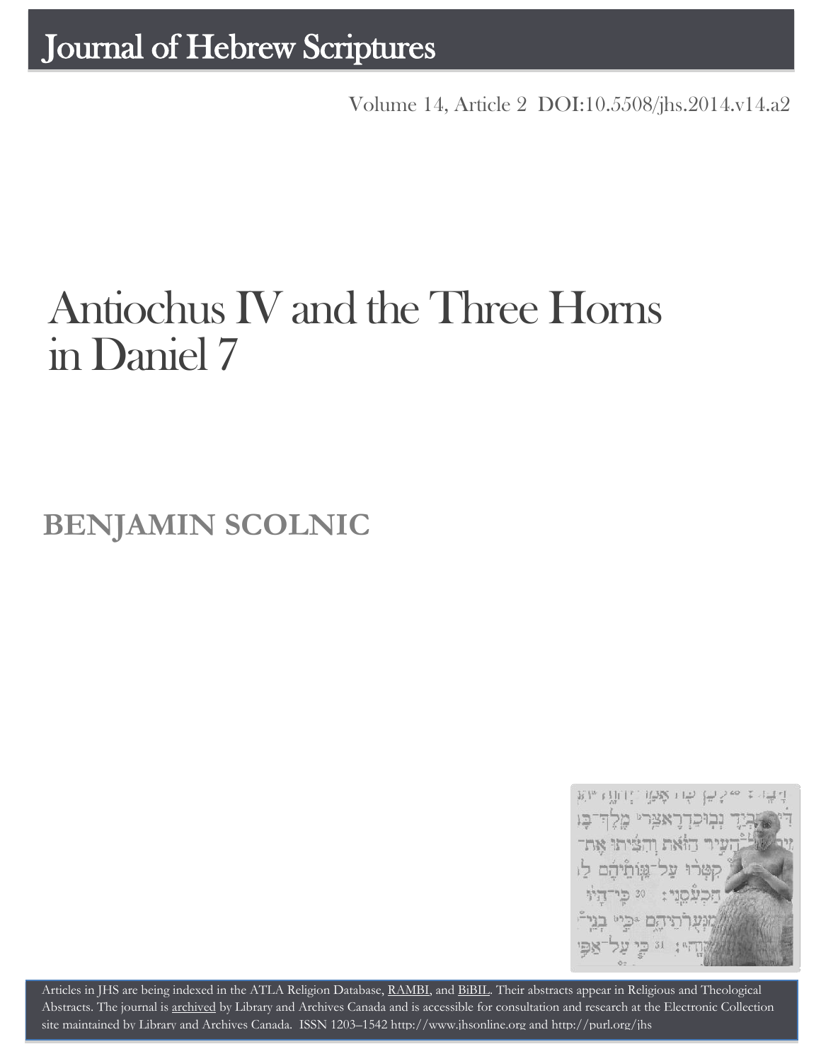# Journal of Hebrew Scriptures

Volume 14, Article 2 DOI:10.5508/jhs.2014.v14.a2

# Antiochus IV and the Three Horns in Daniel 7

## BENJAMIN SCOLNIC

Articles in JHS are being indexed in the ATLA Religion Database, RAMBI, and BiBIL. Their abstracts appear in Religious and Theological Abstracts. The journal is archived by Library and Archives Canada and is accessible for consultation and research at the Electronic Collection site maintained by Library and Archives Canada. ISSN 1203–1542 http://www.jhsonline.org and http://purl.org/jhs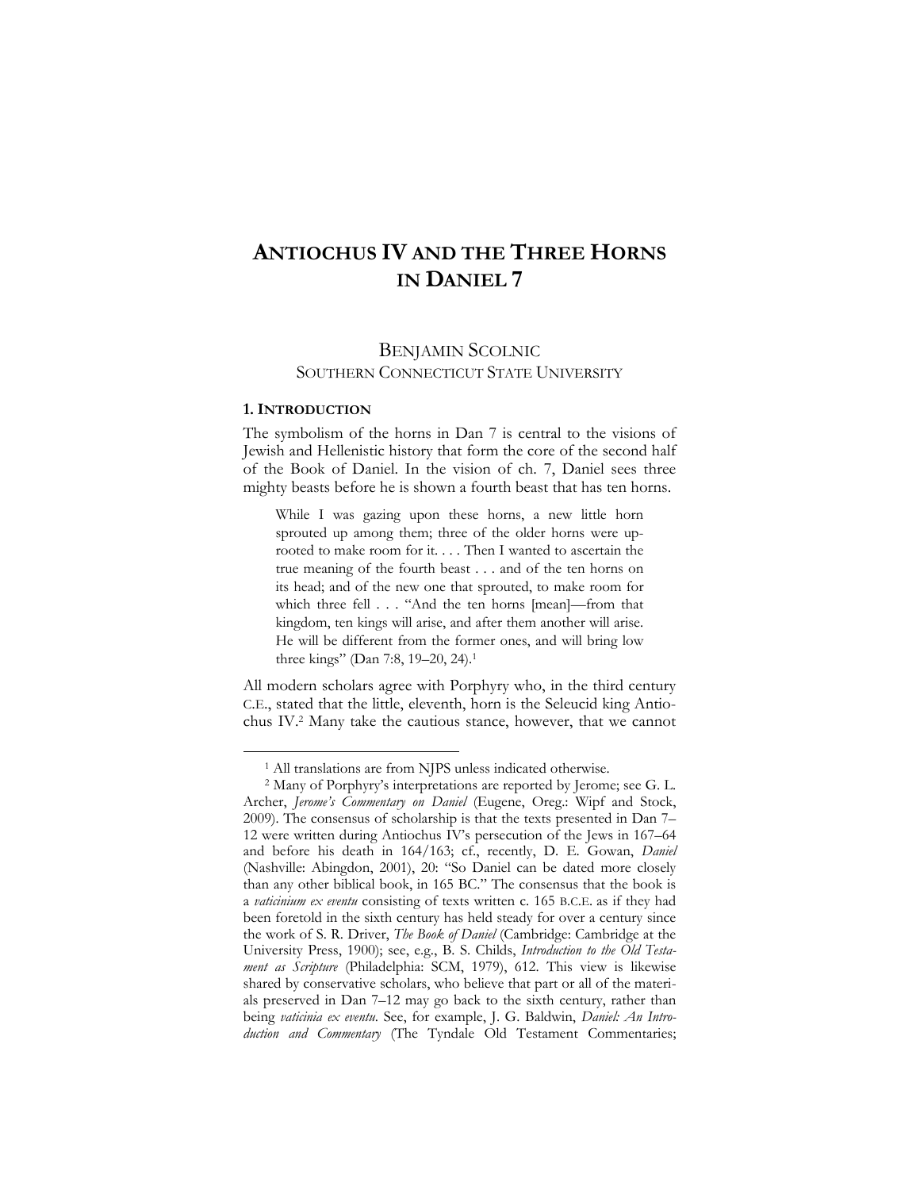# ANTIOCHUS IV AND THE THREE HORNS IN DANIEL 7

BENJAMIN SCOLNIC
SOUTHERN CONNECTICUT STATE UNIVERSITY

## 1. INTRODUCTION

The symbolism of the horns in Dan 7 is central to the visions of Jewish and Hellenistic history that form the core of the second half of the Book of Daniel. In the vision of ch. 7, Daniel sees three mighty beasts before he is shown a fourth beast that has ten horns.

> While I was gazing upon these horns, a new little horn sprouted up among them; three of the older horns were uprooted to make room for it. . . . Then I wanted to ascertain the true meaning of the fourth beast . . . and of the ten horns on its head; and of the new one that sprouted, to make room for which three fell . . . "And the ten horns [mean]—from that kingdom, ten kings will arise, and after them another will arise. He will be different from the former ones, and will bring low three kings" (Dan 7:8, 19–20, 24).[1]

All modern scholars agree with Porphyry who, in the third century C.E., stated that the little, eleventh, horn is the Seleucid king Antiochus IV.[2] Many take the cautious stance, however, that we cannot

---

[1] All translations are from NJPS unless indicated otherwise.

[2] Many of Porphyry's interpretations are reported by Jerome; see G. L. Archer, *Jerome's Commentary on Daniel* (Eugene, Oreg.: Wipf and Stock, 2009). The consensus of scholarship is that the texts presented in Dan 7–12 were written during Antiochus IV's persecution of the Jews in 167–64 and before his death in 164/163; cf., recently, D. E. Gowan, *Daniel* (Nashville: Abingdon, 2001), 20: "So Daniel can be dated more closely than any other biblical book, in 165 BC." The consensus that the book is a *vaticinium ex eventu* consisting of texts written c. 165 B.C.E. as if they had been foretold in the sixth century has held steady for over a century since the work of S. R. Driver, *The Book of Daniel* (Cambridge: Cambridge at the University Press, 1900); see, e.g., B. S. Childs, *Introduction to the Old Testament as Scripture* (Philadelphia: SCM, 1979), 612. This view is likewise shared by conservative scholars, who believe that part or all of the materials preserved in Dan 7–12 may go back to the sixth century, rather than being *vaticinia ex eventu*. See, for example, J. G. Baldwin, *Daniel: An Introduction and Commentary* (The Tyndale Old Testament Commentaries;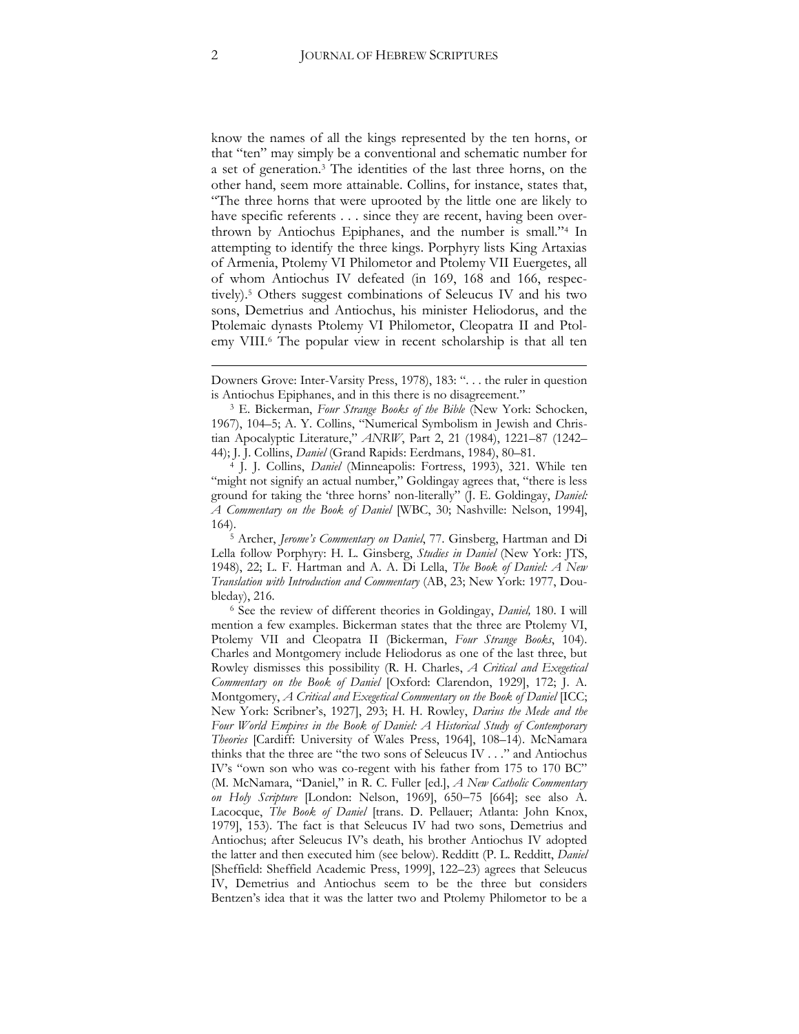know the names of all the kings represented by the ten horns, or that "ten" may simply be a conventional and schematic number for a set of generation.[3] The identities of the last three horns, on the other hand, seem more attainable. Collins, for instance, states that, "The three horns that were uprooted by the little one are likely to have specific referents . . . since they are recent, having been overthrown by Antiochus Epiphanes, and the number is small."[4] In attempting to identify the three kings. Porphyry lists King Artaxias of Armenia, Ptolemy VI Philometor and Ptolemy VII Euergetes, all of whom Antiochus IV defeated (in 169, 168 and 166, respectively).[5] Others suggest combinations of Seleucus IV and his two sons, Demetrius and Antiochus, his minister Heliodorus, and the Ptolemaic dynasts Ptolemy VI Philometor, Cleopatra II and Ptolemy VIII.[6] The popular view in recent scholarship is that all ten

---

Downers Grove: Inter-Varsity Press, 1978), 183: ". . . the ruler in question is Antiochus Epiphanes, and in this there is no disagreement."

[3] E. Bickerman, *Four Strange Books of the Bible* (New York: Schocken, 1967), 104–5; A. Y. Collins, "Numerical Symbolism in Jewish and Christian Apocalyptic Literature," *ANRW*, Part 2, 21 (1984), 1221–87 (1242–44); J. J. Collins, *Daniel* (Grand Rapids: Eerdmans, 1984), 80–81.

[4] J. J. Collins, *Daniel* (Minneapolis: Fortress, 1993), 321. While ten "might not signify an actual number," Goldingay agrees that, "there is less ground for taking the 'three horns' non-literally" (J. E. Goldingay, *Daniel: A Commentary on the Book of Daniel* [WBC, 30; Nashville: Nelson, 1994], 164).

[5] Archer, *Jerome's Commentary on Daniel*, 77. Ginsberg, Hartman and Di Lella follow Porphyry: H. L. Ginsberg, *Studies in Daniel* (New York: JTS, 1948), 22; L. F. Hartman and A. A. Di Lella, *The Book of Daniel: A New Translation with Introduction and Commentary* (AB, 23; New York: 1977, Doubleday), 216.

[6] See the review of different theories in Goldingay, *Daniel,* 180. I will mention a few examples. Bickerman states that the three are Ptolemy VI, Ptolemy VII and Cleopatra II (Bickerman, *Four Strange Books*, 104). Charles and Montgomery include Heliodorus as one of the last three, but Rowley dismisses this possibility (R. H. Charles, *A Critical and Exegetical Commentary on the Book of Daniel* [Oxford: Clarendon, 1929], 172; J. A. Montgomery, *A Critical and Exegetical Commentary on the Book of Daniel* [ICC; New York: Scribner's, 1927], 293; H. H. Rowley, *Darius the Mede and the Four World Empires in the Book of Daniel: A Historical Study of Contemporary Theories* [Cardiff: University of Wales Press, 1964], 108–14). McNamara thinks that the three are "the two sons of Seleucus IV . . ." and Antiochus IV's "own son who was co-regent with his father from 175 to 170 BC" (M. McNamara, "Daniel," in R. C. Fuller [ed.], *A New Catholic Commentary on Holy Scripture* [London: Nelson, 1969], 650–75 [664]; see also A. Lacocque, *The Book of Daniel* [trans. D. Pellauer; Atlanta: John Knox, 1979], 153). The fact is that Seleucus IV had two sons, Demetrius and Antiochus; after Seleucus IV's death, his brother Antiochus IV adopted the latter and then executed him (see below). Redditt (P. L. Redditt, *Daniel* [Sheffield: Sheffield Academic Press, 1999], 122–23) agrees that Seleucus IV, Demetrius and Antiochus seem to be the three but considers Bentzen's idea that it was the latter two and Ptolemy Philometor to be a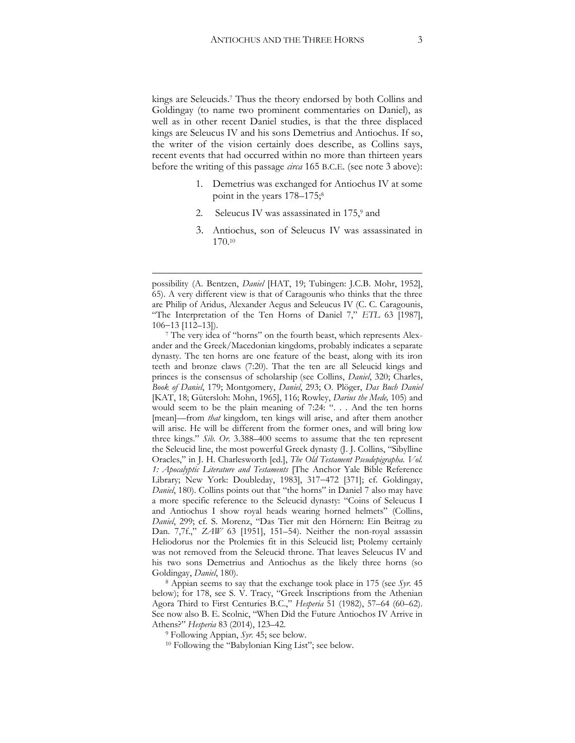kings are Seleucids.[7] Thus the theory endorsed by both Collins and Goldingay (to name two prominent commentaries on Daniel), as well as in other recent Daniel studies, is that the three displaced kings are Seleucus IV and his sons Demetrius and Antiochus. If so, the writer of the vision certainly does describe, as Collins says, recent events that had occurred within no more than thirteen years before the writing of this passage *circa* 165 B.C.E. (see note 3 above):

1. Demetrius was exchanged for Antiochus IV at some point in the years 178–175;[8]
2. Seleucus IV was assassinated in 175,[9] and
3. Antiochus, son of Seleucus IV was assassinated in 170.[10]

---

possibility (A. Bentzen, *Daniel* [HAT, 19; Tubingen: J.C.B. Mohr, 1952], 65). A very different view is that of Caragounis who thinks that the three are Philip of Aridus, Alexander Aegus and Seleucus IV (C. C. Caragounis, "The Interpretation of the Ten Horns of Daniel 7," *ETL* 63 [1987], 106−13 [112–13]).

[7] The very idea of "horns" on the fourth beast, which represents Alexander and the Greek/Macedonian kingdoms, probably indicates a separate dynasty. The ten horns are one feature of the beast, along with its iron teeth and bronze claws (7:20). That the ten are all Seleucid kings and princes is the consensus of scholarship (see Collins, *Daniel*, 320; Charles, *Book of Daniel*, 179; Montgomery, *Daniel*, 293; O. Plöger, *Das Buch Daniel* [KAT, 18; Gütersloh: Mohn, 1965], 116; Rowley, *Darius the Mede,* 105) and would seem to be the plain meaning of 7:24: ". . . And the ten horns [mean]—from *that* kingdom, ten kings will arise, and after them another will arise. He will be different from the former ones, and will bring low three kings." *Sib. Or.* 3.388–400 seems to assume that the ten represent the Seleucid line, the most powerful Greek dynasty (J. J. Collins, "Sibylline Oracles," in J. H. Charlesworth [ed.], *The Old Testament Pseudepigrapha. Vol. 1: Apocalyptic Literature and Testaments* [The Anchor Yale Bible Reference Library; New York: Doubleday, 1983], 317−472 [371]; cf. Goldingay, *Daniel*, 180). Collins points out that "the horns" in Daniel 7 also may have a more specific reference to the Seleucid dynasty: "Coins of Seleucus I and Antiochus I show royal heads wearing horned helmets" (Collins, *Daniel*, 299; cf. S. Morenz, "Das Tier mit den Hörnern: Ein Beitrag zu Dan. 7,7f.," *ZAW* 63 [1951], 151–54). Neither the non-royal assassin Heliodorus nor the Ptolemies fit in this Seleucid list; Ptolemy certainly was not removed from the Seleucid throne. That leaves Seleucus IV and his two sons Demetrius and Antiochus as the likely three horns (so Goldingay, *Daniel*, 180).

[8] Appian seems to say that the exchange took place in 175 (see *Syr.* 45 below); for 178, see S. V. Tracy, "Greek Inscriptions from the Athenian Agora Third to First Centuries B.C.," *Hesperia* 51 (1982), 57–64 (60–62). See now also B. E. Scolnic, "When Did the Future Antiochos IV Arrive in Athens?" *Hesperia* 83 (2014), 123–42.

[9] Following Appian, *Syr.* 45; see below.

[10] Following the "Babylonian King List"; see below.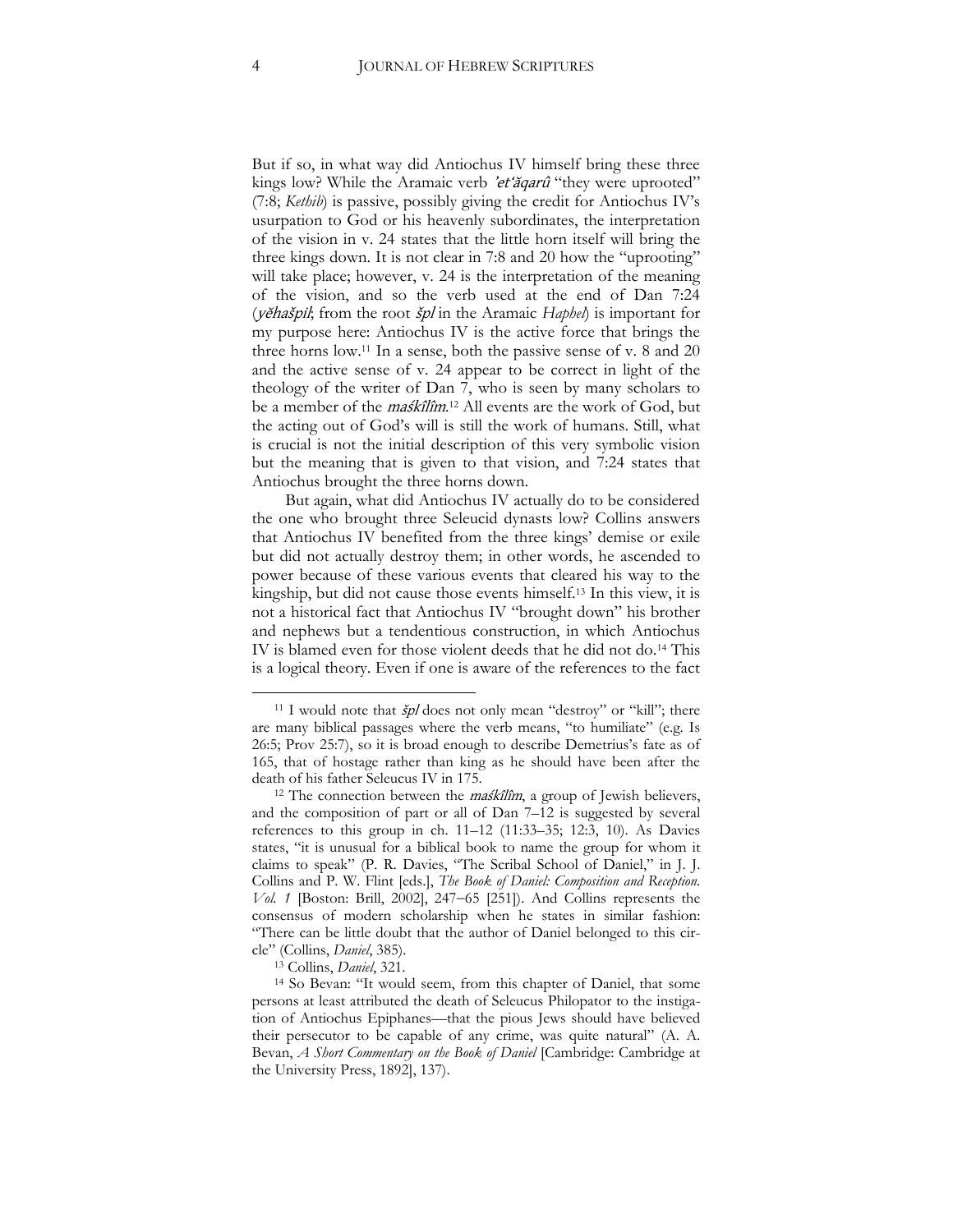But if so, in what way did Antiochus IV himself bring these three kings low? While the Aramaic verb *'et'ăqarû* "they were uprooted" (7:8; *Kethib*) is passive, possibly giving the credit for Antiochus IV's usurpation to God or his heavenly subordinates, the interpretation of the vision in v. 24 states that the little horn itself will bring the three kings down. It is not clear in 7:8 and 20 how the "uprooting" will take place; however, v. 24 is the interpretation of the meaning of the vision, and so the verb used at the end of Dan 7:24 (*yĕhašpil*; from the root *špl* in the Aramaic *Haphel*) is important for my purpose here: Antiochus IV is the active force that brings the three horns low.[11] In a sense, both the passive sense of v. 8 and 20 and the active sense of v. 24 appear to be correct in light of the theology of the writer of Dan 7, who is seen by many scholars to be a member of the *maśkîlîm*.[12] All events are the work of God, but the acting out of God's will is still the work of humans. Still, what is crucial is not the initial description of this very symbolic vision but the meaning that is given to that vision, and 7:24 states that Antiochus brought the three horns down.

But again, what did Antiochus IV actually do to be considered the one who brought three Seleucid dynasts low? Collins answers that Antiochus IV benefited from the three kings' demise or exile but did not actually destroy them; in other words, he ascended to power because of these various events that cleared his way to the kingship, but did not cause those events himself.[13] In this view, it is not a historical fact that Antiochus IV "brought down" his brother and nephews but a tendentious construction, in which Antiochus IV is blamed even for those violent deeds that he did not do.[14] This is a logical theory. Even if one is aware of the references to the fact

---

[11] I would note that *špl* does not only mean "destroy" or "kill"; there are many biblical passages where the verb means, "to humiliate" (e.g. Is 26:5; Prov 25:7), so it is broad enough to describe Demetrius's fate as of 165, that of hostage rather than king as he should have been after the death of his father Seleucus IV in 175.

[12] The connection between the *maśkîlîm*, a group of Jewish believers, and the composition of part or all of Dan 7–12 is suggested by several references to this group in ch. 11–12 (11:33–35; 12:3, 10). As Davies states, "it is unusual for a biblical book to name the group for whom it claims to speak" (P. R. Davies, "The Scribal School of Daniel," in J. J. Collins and P. W. Flint [eds.], *The Book of Daniel: Composition and Reception. Vol. 1* [Boston: Brill, 2002], 247–65 [251]). And Collins represents the consensus of modern scholarship when he states in similar fashion: "There can be little doubt that the author of Daniel belonged to this circle" (Collins, *Daniel*, 385).

[13] Collins, *Daniel*, 321.

[14] So Bevan: "It would seem, from this chapter of Daniel, that some persons at least attributed the death of Seleucus Philopator to the instigation of Antiochus Epiphanes—that the pious Jews should have believed their persecutor to be capable of any crime, was quite natural" (A. A. Bevan, *A Short Commentary on the Book of Daniel* [Cambridge: Cambridge at the University Press, 1892], 137).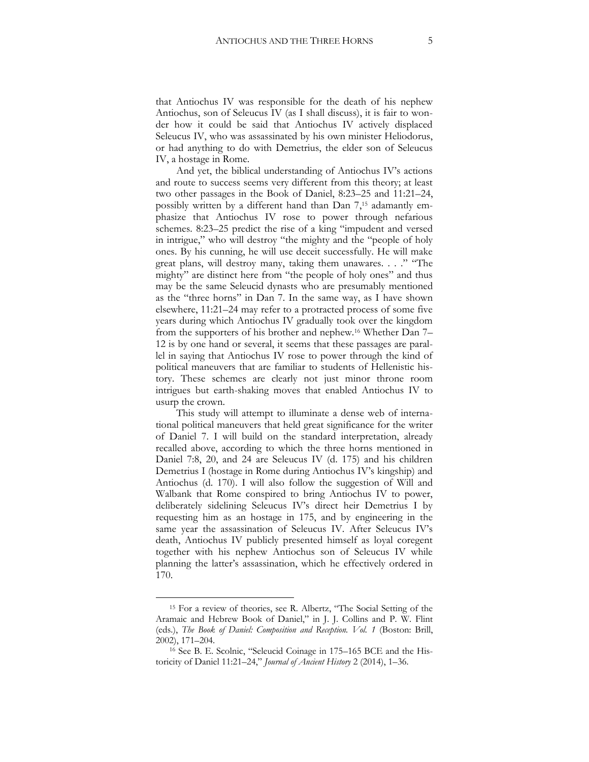that Antiochus IV was responsible for the death of his nephew Antiochus, son of Seleucus IV (as I shall discuss), it is fair to wonder how it could be said that Antiochus IV actively displaced Seleucus IV, who was assassinated by his own minister Heliodorus, or had anything to do with Demetrius, the elder son of Seleucus IV, a hostage in Rome.

And yet, the biblical understanding of Antiochus IV's actions and route to success seems very different from this theory; at least two other passages in the Book of Daniel, 8:23–25 and 11:21–24, possibly written by a different hand than Dan 7,[15] adamantly emphasize that Antiochus IV rose to power through nefarious schemes. 8:23–25 predict the rise of a king "impudent and versed in intrigue," who will destroy "the mighty and the "people of holy ones. By his cunning, he will use deceit successfully. He will make great plans, will destroy many, taking them unawares. . . ." "The mighty" are distinct here from "the people of holy ones" and thus may be the same Seleucid dynasts who are presumably mentioned as the "three horns" in Dan 7. In the same way, as I have shown elsewhere, 11:21–24 may refer to a protracted process of some five years during which Antiochus IV gradually took over the kingdom from the supporters of his brother and nephew.[16] Whether Dan 7–12 is by one hand or several, it seems that these passages are parallel in saying that Antiochus IV rose to power through the kind of political maneuvers that are familiar to students of Hellenistic history. These schemes are clearly not just minor throne room intrigues but earth-shaking moves that enabled Antiochus IV to usurp the crown.

This study will attempt to illuminate a dense web of international political maneuvers that held great significance for the writer of Daniel 7. I will build on the standard interpretation, already recalled above, according to which the three horns mentioned in Daniel 7:8, 20, and 24 are Seleucus IV (d. 175) and his children Demetrius I (hostage in Rome during Antiochus IV's kingship) and Antiochus (d. 170). I will also follow the suggestion of Will and Walbank that Rome conspired to bring Antiochus IV to power, deliberately sidelining Seleucus IV's direct heir Demetrius I by requesting him as an hostage in 175, and by engineering in the same year the assassination of Seleucus IV. After Seleucus IV's death, Antiochus IV publicly presented himself as loyal coregent together with his nephew Antiochus son of Seleucus IV while planning the latter's assassination, which he effectively ordered in 170.

---

[15] For a review of theories, see R. Albertz, "The Social Setting of the Aramaic and Hebrew Book of Daniel," in J. J. Collins and P. W. Flint (eds.), *The Book of Daniel: Composition and Reception. Vol. 1* (Boston: Brill, 2002), 171–204.

[16] See B. E. Scolnic, "Seleucid Coinage in 175–165 BCE and the Historicity of Daniel 11:21–24," *Journal of Ancient History* 2 (2014), 1–36.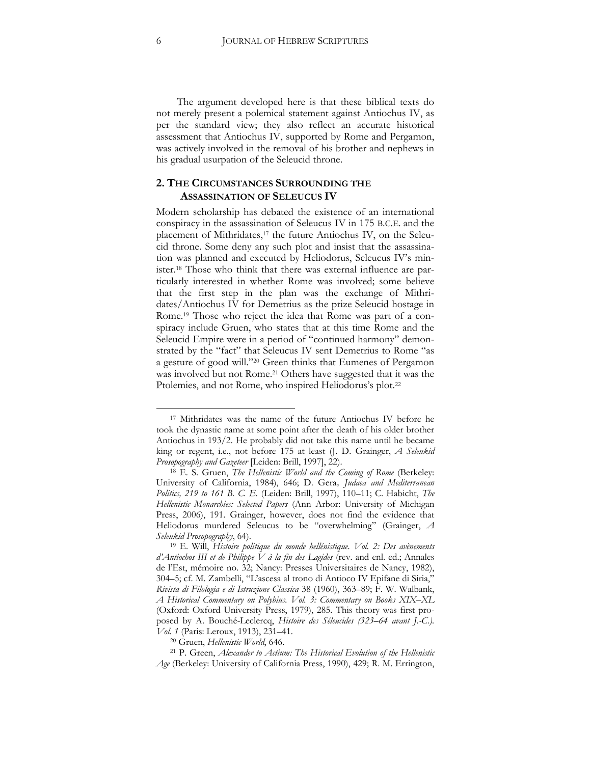The argument developed here is that these biblical texts do not merely present a polemical statement against Antiochus IV, as per the standard view; they also reflect an accurate historical assessment that Antiochus IV, supported by Rome and Pergamon, was actively involved in the removal of his brother and nephews in his gradual usurpation of the Seleucid throne.

## 2. The Circumstances Surrounding the Assassination of Seleucus IV

Modern scholarship has debated the existence of an international conspiracy in the assassination of Seleucus IV in 175 B.C.E. and the placement of Mithridates,[17] the future Antiochus IV, on the Seleucid throne. Some deny any such plot and insist that the assassination was planned and executed by Heliodorus, Seleucus IV's minister.[18] Those who think that there was external influence are particularly interested in whether Rome was involved; some believe that the first step in the plan was the exchange of Mithridates/Antiochus IV for Demetrius as the prize Seleucid hostage in Rome.[19] Those who reject the idea that Rome was part of a conspiracy include Gruen, who states that at this time Rome and the Seleucid Empire were in a period of "continued harmony" demonstrated by the "fact" that Seleucus IV sent Demetrius to Rome "as a gesture of good will."[20] Green thinks that Eumenes of Pergamon was involved but not Rome.[21] Others have suggested that it was the Ptolemies, and not Rome, who inspired Heliodorus's plot.[22]

---

[17] Mithridates was the name of the future Antiochus IV before he took the dynastic name at some point after the death of his older brother Antiochus in 193/2. He probably did not take this name until he became king or regent, i.e., not before 175 at least (J. D. Grainger, *A Seleukid Prosopography and Gazeteer* [Leiden: Brill, 1997], 22).

[18] E. S. Gruen, *The Hellenistic World and the Coming of Rome* (Berkeley: University of California, 1984), 646; D. Gera, *Judaea and Mediterranean Politics, 219 to 161 B. C. E.* (Leiden: Brill, 1997), 110–11; C. Habicht, *The Hellenistic Monarchies: Selected Papers* (Ann Arbor: University of Michigan Press, 2006), 191. Grainger, however, does not find the evidence that Heliodorus murdered Seleucus to be "overwhelming" (Grainger, *A Seleukid Prosopography*, 64).

[19] E. Will, *Histoire politique du monde hellénistique. Vol. 2: Des avènements d'Antiochos III et de Philippe V à la fin des Lagides* (rev. and enl. ed.; Annales de l'Est, mémoire no. 32; Nancy: Presses Universitaires de Nancy, 1982), 304–5; cf. M. Zambelli, "L'ascesa al trono di Antioco IV Epifane di Siria," *Rivista di Filologia e di Istruzione Classica* 38 (1960), 363–89; F. W. Walbank, *A Historical Commentary on Polybius. Vol. 3: Commentary on Books XIX–XL* (Oxford: Oxford University Press, 1979), 285. This theory was first proposed by A. Bouché-Leclercq, *Histoire des Séleucides (323–64 avant J.-C.). Vol. 1* (Paris: Leroux, 1913), 231–41.

[20] Gruen, *Hellenistic World*, 646.

[21] P. Green, *Alexander to Actium: The Historical Evolution of the Hellenistic Age* (Berkeley: University of California Press, 1990), 429; R. M. Errington,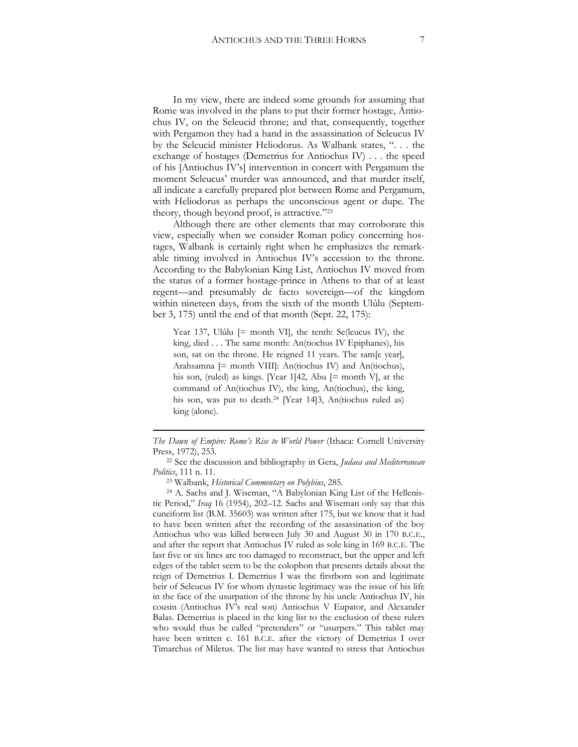In my view, there are indeed some grounds for assuming that Rome was involved in the plans to put their former hostage, Antiochus IV, on the Seleucid throne; and that, consequently, together with Pergamon they had a hand in the assassination of Seleucus IV by the Seleucid minister Heliodorus. As Walbank states, ". . . the exchange of hostages (Demetrius for Antiochus IV) . . . the speed of his [Antiochus IV's] intervention in concert with Pergamum the moment Seleucus' murder was announced, and that murder itself, all indicate a carefully prepared plot between Rome and Pergamum, with Heliodorus as perhaps the unconscious agent or dupe. The theory, though beyond proof, is attractive."[23]

Although there are other elements that may corroborate this view, especially when we consider Roman policy concerning hostages, Walbank is certainly right when he emphasizes the remarkable timing involved in Antiochus IV's accession to the throne. According to the Babylonian King List, Antiochus IV moved from the status of a former hostage-prince in Athens to that of at least regent—and presumably de facto sovereign—of the kingdom within nineteen days, from the sixth of the month Ulûlu (September 3, 175) until the end of that month (Sept. 22, 175):

> Year 137, Ulûlu [= month VI], the tenth: Se(leucus IV), the king, died . . . The same month: An(tiochus IV Epiphanes), his son, sat on the throne. He reigned 11 years. The sam[e year], Arahsamna [= month VIII]: An(tiochus IV) and An(tiochus), his son, (ruled) as kings. [Year 1]42, Abu [= month V], at the command of An(tiochus IV), the king, An(tiochus), the king, his son, was put to death.[24] [Year 14]3, An(tiochus ruled as) king (alone).

---

*The Dawn of Empire: Rome's Rise to World Power* (Ithaca: Cornell University Press, 1972), 253.

[22] See the discussion and bibliography in Gera, *Judaea and Mediterranean Politics*, 111 n. 11.

[23] Walbank, *Historical Commentary on Polybius*, 285.

[24] A. Sachs and J. Wiseman, "A Babylonian King List of the Hellenistic Period," *Iraq* 16 (1954), 202–12. Sachs and Wiseman only say that this cuneiform list (B.M. 35603) was written after 175, but we know that it had to have been written after the recording of the assassination of the boy Antiochus who was killed between July 30 and August 30 in 170 B.C.E., and after the report that Antiochus IV ruled as sole king in 169 B.C.E. The last five or six lines are too damaged to reconstruct, but the upper and left edges of the tablet seem to be the colophon that presents details about the reign of Demetrius I. Demetrius I was the firstborn son and legitimate heir of Seleucus IV for whom dynastic legitimacy was the issue of his life in the face of the usurpation of the throne by his uncle Antiochus IV, his cousin (Antiochus IV's real son) Antiochus V Eupator, and Alexander Balas. Demetrius is placed in the king list to the exclusion of these rulers who would thus be called "pretenders" or "usurpers." This tablet may have been written c. 161 B.C.E. after the victory of Demetrius I over Timarchus of Miletus. The list may have wanted to stress that Antiochus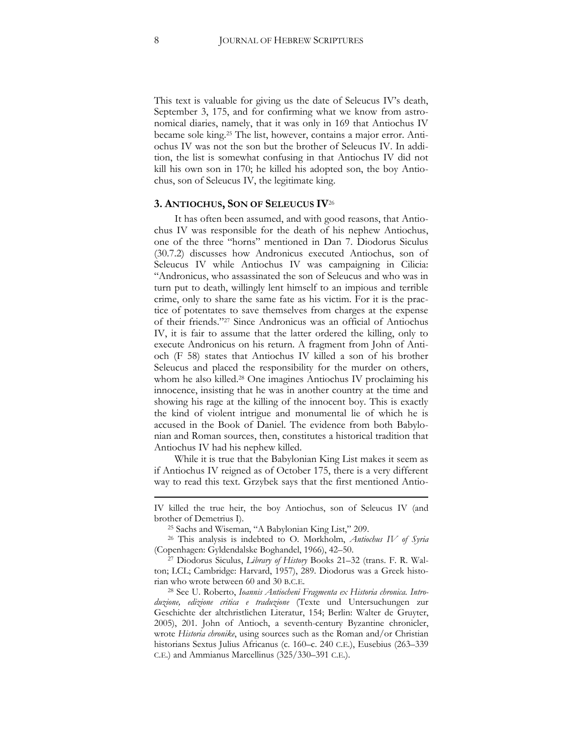This text is valuable for giving us the date of Seleucus IV's death, September 3, 175, and for confirming what we know from astronomical diaries, namely, that it was only in 169 that Antiochus IV became sole king.[25] The list, however, contains a major error. Antiochus IV was not the son but the brother of Seleucus IV. In addition, the list is somewhat confusing in that Antiochus IV did not kill his own son in 170; he killed his adopted son, the boy Antiochus, son of Seleucus IV, the legitimate king.

## 3. ANTIOCHUS, SON OF SELEUCUS IV[26]

It has often been assumed, and with good reasons, that Antiochus IV was responsible for the death of his nephew Antiochus, one of the three "horns" mentioned in Dan 7. Diodorus Siculus (30.7.2) discusses how Andronicus executed Antiochus, son of Seleucus IV while Antiochus IV was campaigning in Cilicia: "Andronicus, who assassinated the son of Seleucus and who was in turn put to death, willingly lent himself to an impious and terrible crime, only to share the same fate as his victim. For it is the practice of potentates to save themselves from charges at the expense of their friends."[27] Since Andronicus was an official of Antiochus IV, it is fair to assume that the latter ordered the killing, only to execute Andronicus on his return. A fragment from John of Antioch (F 58) states that Antiochus IV killed a son of his brother Seleucus and placed the responsibility for the murder on others, whom he also killed.[28] One imagines Antiochus IV proclaiming his innocence, insisting that he was in another country at the time and showing his rage at the killing of the innocent boy. This is exactly the kind of violent intrigue and monumental lie of which he is accused in the Book of Daniel. The evidence from both Babylonian and Roman sources, then, constitutes a historical tradition that Antiochus IV had his nephew killed.

While it is true that the Babylonian King List makes it seem as if Antiochus IV reigned as of October 175, there is a very different way to read this text. Grzybek says that the first mentioned Antio-

---

IV killed the true heir, the boy Antiochus, son of Seleucus IV (and brother of Demetrius I).

[25] Sachs and Wiseman, "A Babylonian King List," 209.

[26] This analysis is indebted to O. Mørkholm, *Antiochus IV of Syria* (Copenhagen: Gyldendalske Boghandel, 1966), 42–50.

[27] Diodorus Siculus, *Library of History* Books 21–32 (trans. F. R. Walton; LCL; Cambridge: Harvard, 1957), 289. Diodorus was a Greek historian who wrote between 60 and 30 B.C.E.

[28] See U. Roberto, *Ioannis Antiocheni Fragmenta ex Historia chronica. Introduzione, edizione critica e traduzione* (Texte und Untersuchungen zur Geschichte der altchristlichen Literatur, 154; Berlin: Walter de Gruyter, 2005), 201. John of Antioch, a seventh-century Byzantine chronicler, wrote *Historia chronike*, using sources such as the Roman and/or Christian historians Sextus Julius Africanus (c. 160–c. 240 C.E.), Eusebius (263–339 C.E.) and Ammianus Marcellinus (325/330–391 C.E.).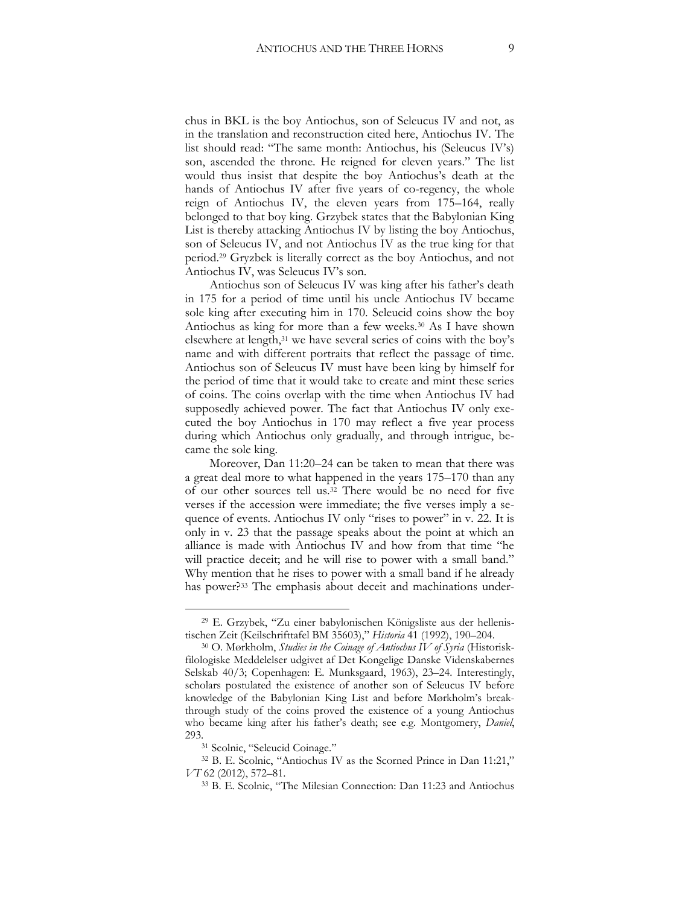chus in BKL is the boy Antiochus, son of Seleucus IV and not, as in the translation and reconstruction cited here, Antiochus IV. The list should read: "The same month: Antiochus, his (Seleucus IV's) son, ascended the throne. He reigned for eleven years." The list would thus insist that despite the boy Antiochus's death at the hands of Antiochus IV after five years of co-regency, the whole reign of Antiochus IV, the eleven years from 175–164, really belonged to that boy king. Grzybek states that the Babylonian King List is thereby attacking Antiochus IV by listing the boy Antiochus, son of Seleucus IV, and not Antiochus IV as the true king for that period.[29] Gryzbek is literally correct as the boy Antiochus, and not Antiochus IV, was Seleucus IV's son.

Antiochus son of Seleucus IV was king after his father's death in 175 for a period of time until his uncle Antiochus IV became sole king after executing him in 170. Seleucid coins show the boy Antiochus as king for more than a few weeks.[30] As I have shown elsewhere at length,[31] we have several series of coins with the boy's name and with different portraits that reflect the passage of time. Antiochus son of Seleucus IV must have been king by himself for the period of time that it would take to create and mint these series of coins. The coins overlap with the time when Antiochus IV had supposedly achieved power. The fact that Antiochus IV only executed the boy Antiochus in 170 may reflect a five year process during which Antiochus only gradually, and through intrigue, became the sole king.

Moreover, Dan 11:20–24 can be taken to mean that there was a great deal more to what happened in the years 175–170 than any of our other sources tell us.[32] There would be no need for five verses if the accession were immediate; the five verses imply a sequence of events. Antiochus IV only "rises to power" in v. 22. It is only in v. 23 that the passage speaks about the point at which an alliance is made with Antiochus IV and how from that time "he will practice deceit; and he will rise to power with a small band." Why mention that he rises to power with a small band if he already has power?[33] The emphasis about deceit and machinations under-

---

[29] E. Grzybek, "Zu einer babylonischen Königsliste aus der hellenistischen Zeit (Keilschrifttafel BM 35603)," *Historia* 41 (1992), 190–204.

[30] O. Mørkholm, *Studies in the Coinage of Antiochus IV of Syria* (Historisk-filologiske Meddelelser udgivet af Det Kongelige Danske Videnskabernes Selskab 40/3; Copenhagen: E. Munksgaard, 1963), 23–24. Interestingly, scholars postulated the existence of another son of Seleucus IV before knowledge of the Babylonian King List and before Mørkholm's breakthrough study of the coins proved the existence of a young Antiochus who became king after his father's death; see e.g. Montgomery, *Daniel*, 293.

[31] Scolnic, "Seleucid Coinage."

[32] B. E. Scolnic, "Antiochus IV as the Scorned Prince in Dan 11:21," *VT* 62 (2012), 572–81.

[33] B. E. Scolnic, "The Milesian Connection: Dan 11:23 and Antiochus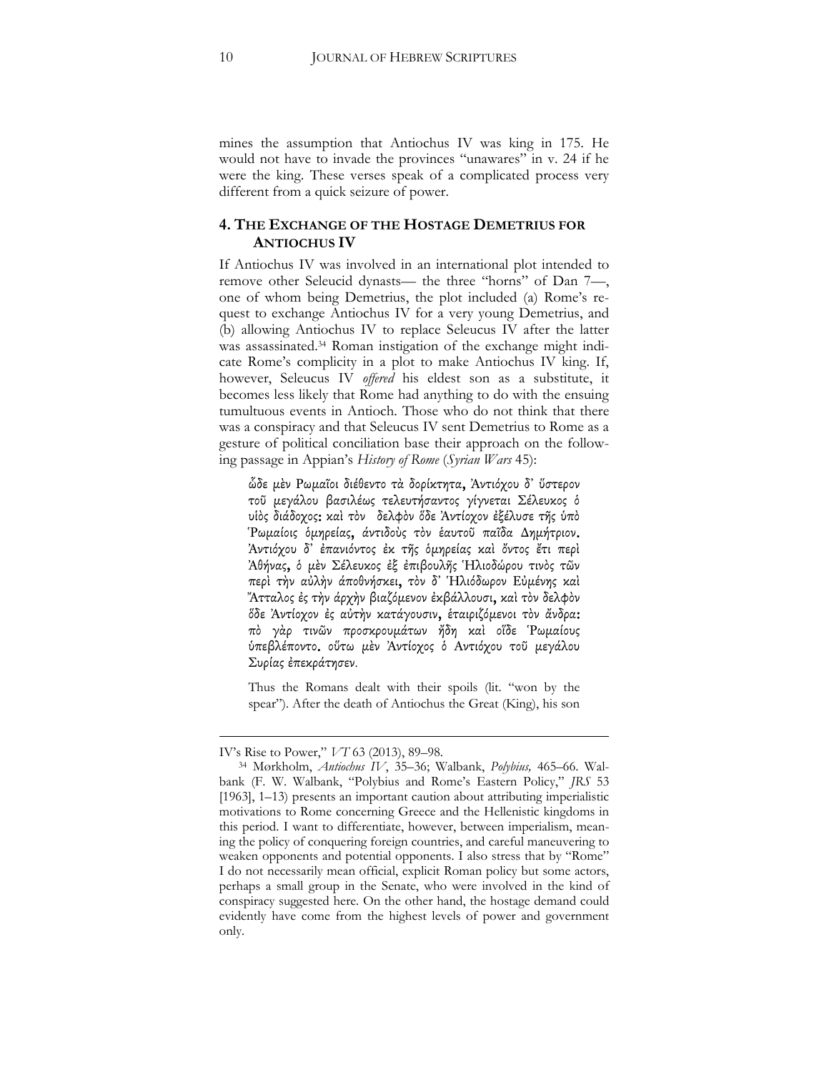mines the assumption that Antiochus IV was king in 175. He would not have to invade the provinces "unawares" in v. 24 if he were the king. These verses speak of a complicated process very different from a quick seizure of power.

## 4. The Exchange of the Hostage Demetrius for Antiochus IV

If Antiochus IV was involved in an international plot intended to remove other Seleucid dynasts— the three "horns" of Dan 7—, one of whom being Demetrius, the plot included (a) Rome's request to exchange Antiochus IV for a very young Demetrius, and (b) allowing Antiochus IV to replace Seleucus IV after the latter was assassinated.[34] Roman instigation of the exchange might indicate Rome's complicity in a plot to make Antiochus IV king. If, however, Seleucus IV *offered* his eldest son as a substitute, it becomes less likely that Rome had anything to do with the ensuing tumultuous events in Antioch. Those who do not think that there was a conspiracy and that Seleucus IV sent Demetrius to Rome as a gesture of political conciliation base their approach on the following passage in Appian's *History of Rome* (*Syrian Wars* 45):

> ὧδε μὲν Ῥωμαῖοι διέθεντο τὰ δορίκτητα, Ἀντιόχου δ' ὕστερον τοῦ μεγάλου βασιλέως τελευτήσαντος γίγνεται Σέλευκος ὁ υἱὸς διάδοχος: καὶ τὸν δελφὸν ὅδε Ἀντίοχον ἐξέλυσε τῆς ὑπὸ Ῥωμαίοις ὁμηρείας, ἀντιδοὺς τὸν ἑαυτοῦ παῖδα Δημήτριον. Ἀντιόχου δ' ἐπανιόντος ἐκ τῆς ὁμηρείας καὶ ὄντος ἔτι περὶ Ἀθήνας, ὁ μὲν Σέλευκος ἐξ ἐπιβουλῆς Ἡλιοδώρου τινὸς τῶν περὶ τὴν αὐλὴν ἀποθνήσκει, τὸν δ' Ἡλιόδωρον Εὐμένης καὶ Ἄτταλος ἐς τὴν ἀρχὴν βιαζόμενον ἐκβάλλουσι, καὶ τὸν δελφὸν ὅδε Ἀντίοχον ἐς αὐτὴν κατάγουσιν, ἑταιριζόμενοι τὸν ἄνδρα: πὸ γὰρ τινῶν προσκρουμάτων ἤδη καὶ οἵδε Ῥωμαίους ὑπεβλέποντο. οὕτω μὲν Ἀντίοχος ὁ Ἀντιόχου τοῦ μεγάλου Συρίας ἐπεκράτησεν.
>
> Thus the Romans dealt with their spoils (lit. "won by the spear"). After the death of Antiochus the Great (King), his son

---

IV's Rise to Power," *VT* 63 (2013), 89–98.

[34] Mørkholm, *Antiochus IV*, 35–36; Walbank, *Polybius,* 465–66. Walbank (F. W. Walbank, "Polybius and Rome's Eastern Policy," *JRS* 53 [1963], 1–13) presents an important caution about attributing imperialistic motivations to Rome concerning Greece and the Hellenistic kingdoms in this period. I want to differentiate, however, between imperialism, meaning the policy of conquering foreign countries, and careful maneuvering to weaken opponents and potential opponents. I also stress that by "Rome" I do not necessarily mean official, explicit Roman policy but some actors, perhaps a small group in the Senate, who were involved in the kind of conspiracy suggested here. On the other hand, the hostage demand could evidently have come from the highest levels of power and government only.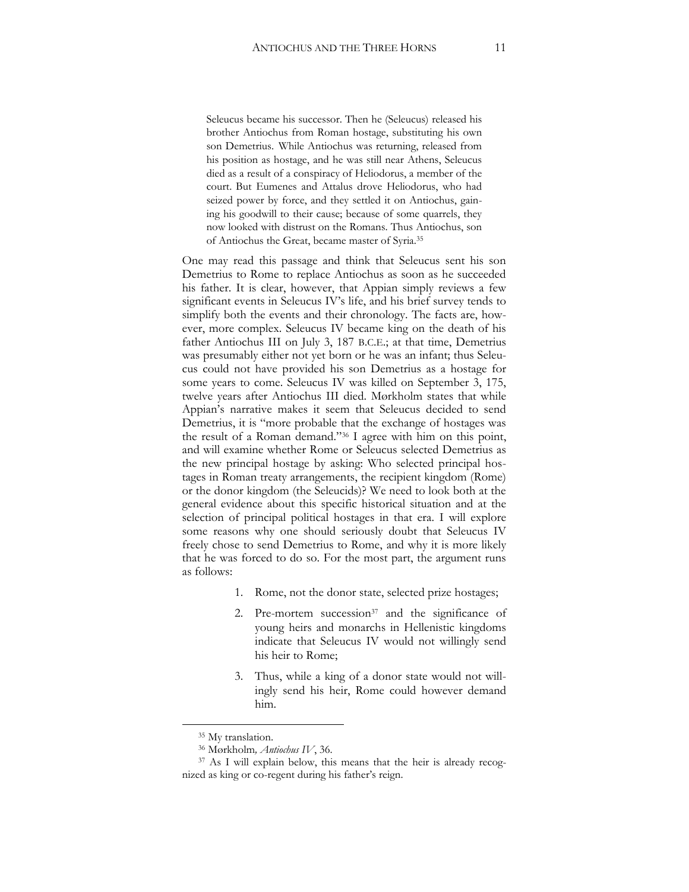> Seleucus became his successor. Then he (Seleucus) released his brother Antiochus from Roman hostage, substituting his own son Demetrius. While Antiochus was returning, released from his position as hostage, and he was still near Athens, Seleucus died as a result of a conspiracy of Heliodorus, a member of the court. But Eumenes and Attalus drove Heliodorus, who had seized power by force, and they settled it on Antiochus, gaining his goodwill to their cause; because of some quarrels, they now looked with distrust on the Romans. Thus Antiochus, son of Antiochus the Great, became master of Syria.[35]

One may read this passage and think that Seleucus sent his son Demetrius to Rome to replace Antiochus as soon as he succeeded his father. It is clear, however, that Appian simply reviews a few significant events in Seleucus IV's life, and his brief survey tends to simplify both the events and their chronology. The facts are, however, more complex. Seleucus IV became king on the death of his father Antiochus III on July 3, 187 B.C.E.; at that time, Demetrius was presumably either not yet born or he was an infant; thus Seleucus could not have provided his son Demetrius as a hostage for some years to come. Seleucus IV was killed on September 3, 175, twelve years after Antiochus III died. Mørkholm states that while Appian's narrative makes it seem that Seleucus decided to send Demetrius, it is "more probable that the exchange of hostages was the result of a Roman demand."[36] I agree with him on this point, and will examine whether Rome or Seleucus selected Demetrius as the new principal hostage by asking: Who selected principal hostages in Roman treaty arrangements, the recipient kingdom (Rome) or the donor kingdom (the Seleucids)? We need to look both at the general evidence about this specific historical situation and at the selection of principal political hostages in that era. I will explore some reasons why one should seriously doubt that Seleucus IV freely chose to send Demetrius to Rome, and why it is more likely that he was forced to do so. For the most part, the argument runs as follows:

1. Rome, not the donor state, selected prize hostages;
2. Pre-mortem succession[37] and the significance of young heirs and monarchs in Hellenistic kingdoms indicate that Seleucus IV would not willingly send his heir to Rome;
3. Thus, while a king of a donor state would not willingly send his heir, Rome could however demand him.

---

[35] My translation.

[36] Mørkholm, *Antiochus IV*, 36.

[37] As I will explain below, this means that the heir is already recognized as king or co-regent during his father's reign.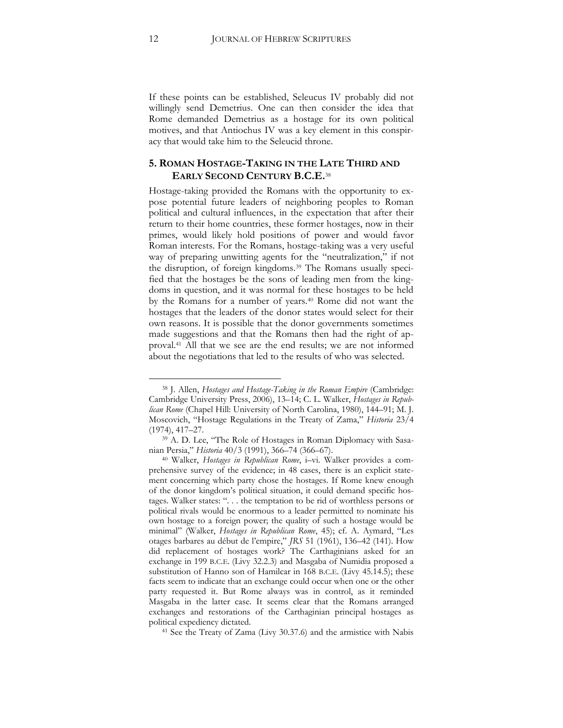If these points can be established, Seleucus IV probably did not willingly send Demetrius. One can then consider the idea that Rome demanded Demetrius as a hostage for its own political motives, and that Antiochus IV was a key element in this conspiracy that would take him to the Seleucid throne.

## 5. ROMAN HOSTAGE-TAKING IN THE LATE THIRD AND EARLY SECOND CENTURY B.C.E.[38]

Hostage-taking provided the Romans with the opportunity to expose potential future leaders of neighboring peoples to Roman political and cultural influences, in the expectation that after their return to their home countries, these former hostages, now in their primes, would likely hold positions of power and would favor Roman interests. For the Romans, hostage-taking was a very useful way of preparing unwitting agents for the "neutralization," if not the disruption, of foreign kingdoms.[39] The Romans usually specified that the hostages be the sons of leading men from the kingdoms in question, and it was normal for these hostages to be held by the Romans for a number of years.[40] Rome did not want the hostages that the leaders of the donor states would select for their own reasons. It is possible that the donor governments sometimes made suggestions and that the Romans then had the right of approval.[41] All that we see are the end results; we are not informed about the negotiations that led to the results of who was selected.

---

[38] J. Allen, *Hostages and Hostage-Taking in the Roman Empire* (Cambridge: Cambridge University Press, 2006), 13–14; C. L. Walker, *Hostages in Republican Rome* (Chapel Hill: University of North Carolina, 1980), 144–91; M. J. Moscovich, "Hostage Regulations in the Treaty of Zama," *Historia* 23/4 (1974), 417–27.

[39] A. D. Lee, "The Role of Hostages in Roman Diplomacy with Sasanian Persia," *Historia* 40/3 (1991), 366–74 (366–67).

[40] Walker, *Hostages in Republican Rome*, i–vi. Walker provides a comprehensive survey of the evidence; in 48 cases, there is an explicit statement concerning which party chose the hostages. If Rome knew enough of the donor kingdom's political situation, it could demand specific hostages. Walker states: ". . . the temptation to be rid of worthless persons or political rivals would be enormous to a leader permitted to nominate his own hostage to a foreign power; the quality of such a hostage would be minimal" (Walker, *Hostages in Republican Rome*, 45); cf. A. Aymard, "Les otages barbares au début de l'empire," *JRS* 51 (1961), 136–42 (141). How did replacement of hostages work? The Carthaginians asked for an exchange in 199 B.C.E. (Livy 32.2.3) and Masgaba of Numidia proposed a substitution of Hanno son of Hamilcar in 168 B.C.E. (Livy 45.14.5); these facts seem to indicate that an exchange could occur when one or the other party requested it. But Rome always was in control, as it reminded Masgaba in the latter case. It seems clear that the Romans arranged exchanges and restorations of the Carthaginian principal hostages as political expediency dictated.

[41] See the Treaty of Zama (Livy 30.37.6) and the armistice with Nabis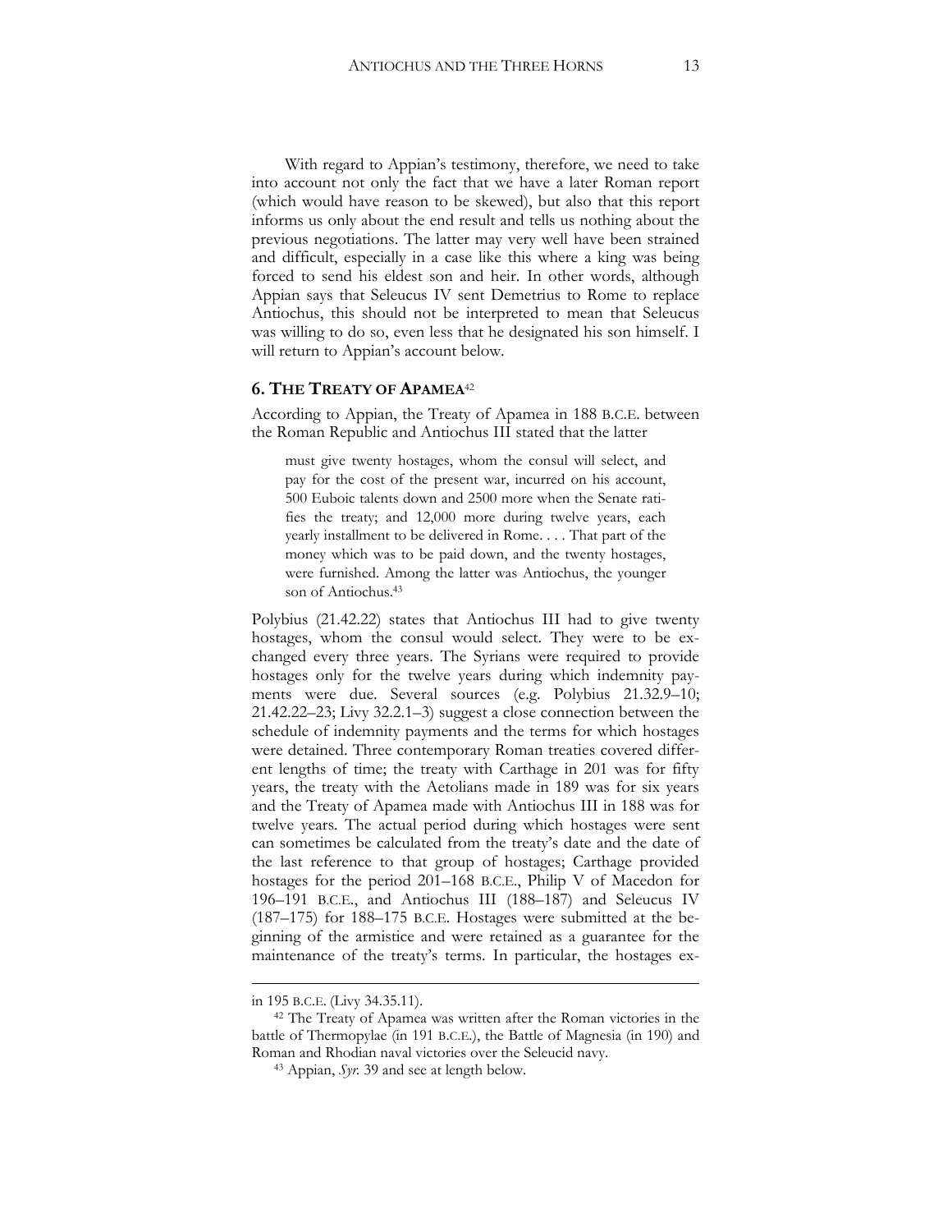With regard to Appian's testimony, therefore, we need to take into account not only the fact that we have a later Roman report (which would have reason to be skewed), but also that this report informs us only about the end result and tells us nothing about the previous negotiations. The latter may very well have been strained and difficult, especially in a case like this where a king was being forced to send his eldest son and heir. In other words, although Appian says that Seleucus IV sent Demetrius to Rome to replace Antiochus, this should not be interpreted to mean that Seleucus was willing to do so, even less that he designated his son himself. I will return to Appian's account below.

## 6. THE TREATY OF APAMEA[42]

According to Appian, the Treaty of Apamea in 188 B.C.E. between the Roman Republic and Antiochus III stated that the latter

> must give twenty hostages, whom the consul will select, and pay for the cost of the present war, incurred on his account, 500 Euboic talents down and 2500 more when the Senate ratifies the treaty; and 12,000 more during twelve years, each yearly installment to be delivered in Rome. . . . That part of the money which was to be paid down, and the twenty hostages, were furnished. Among the latter was Antiochus, the younger son of Antiochus.[43]

Polybius (21.42.22) states that Antiochus III had to give twenty hostages, whom the consul would select. They were to be exchanged every three years. The Syrians were required to provide hostages only for the twelve years during which indemnity payments were due. Several sources (e.g. Polybius 21.32.9–10; 21.42.22–23; Livy 32.2.1–3) suggest a close connection between the schedule of indemnity payments and the terms for which hostages were detained. Three contemporary Roman treaties covered different lengths of time; the treaty with Carthage in 201 was for fifty years, the treaty with the Aetolians made in 189 was for six years and the Treaty of Apamea made with Antiochus III in 188 was for twelve years. The actual period during which hostages were sent can sometimes be calculated from the treaty's date and the date of the last reference to that group of hostages; Carthage provided hostages for the period 201–168 B.C.E., Philip V of Macedon for 196–191 B.C.E., and Antiochus III (188–187) and Seleucus IV (187–175) for 188–175 B.C.E. Hostages were submitted at the beginning of the armistice and were retained as a guarantee for the maintenance of the treaty's terms. In particular, the hostages ex-

---

in 195 B.C.E. (Livy 34.35.11).

[42] The Treaty of Apamea was written after the Roman victories in the battle of Thermopylae (in 191 B.C.E.), the Battle of Magnesia (in 190) and Roman and Rhodian naval victories over the Seleucid navy.

[43] Appian, *Syr.* 39 and see at length below.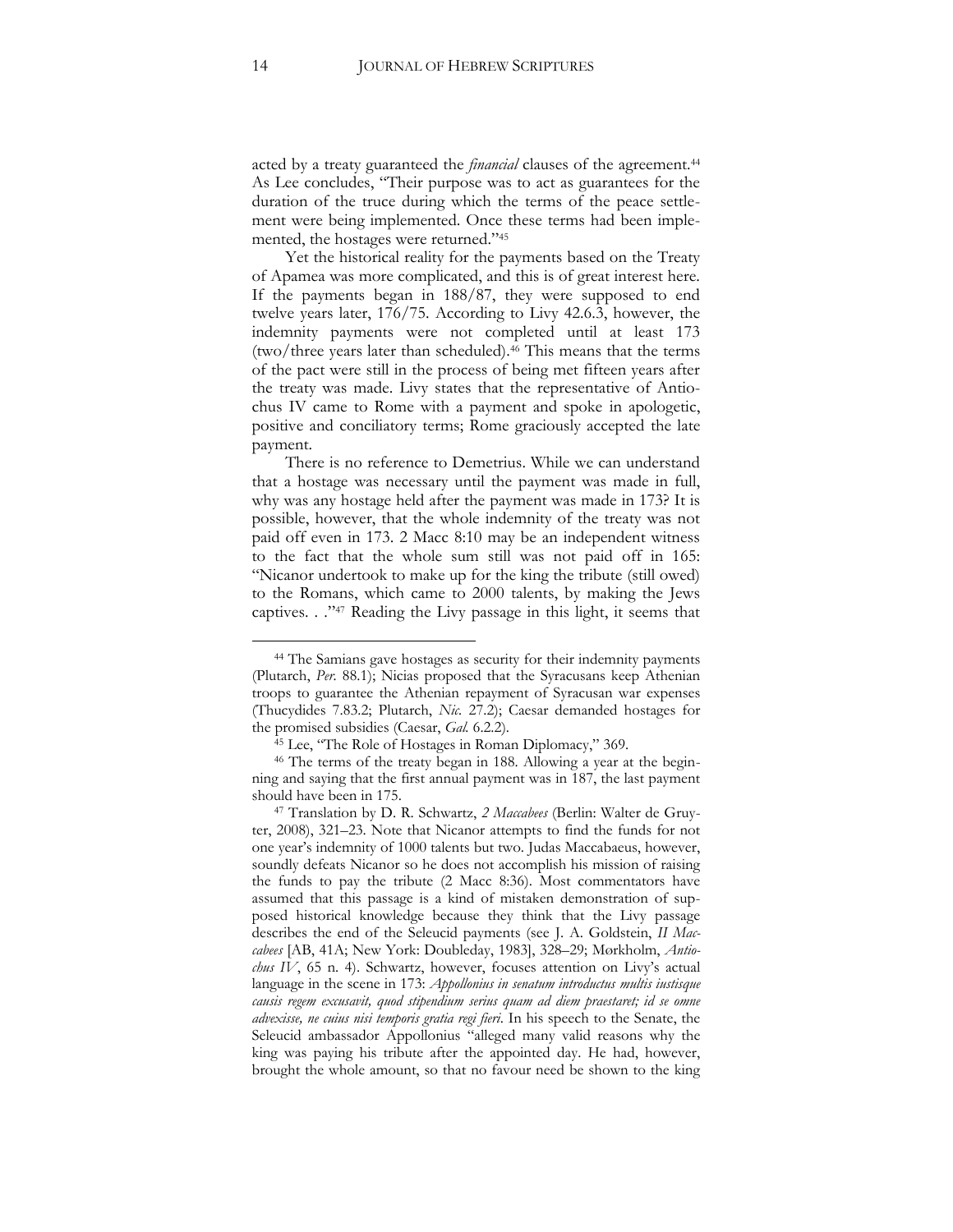acted by a treaty guaranteed the *financial* clauses of the agreement.[44] As Lee concludes, "Their purpose was to act as guarantees for the duration of the truce during which the terms of the peace settlement were being implemented. Once these terms had been implemented, the hostages were returned."[45]

Yet the historical reality for the payments based on the Treaty of Apamea was more complicated, and this is of great interest here. If the payments began in 188/87, they were supposed to end twelve years later, 176/75. According to Livy 42.6.3, however, the indemnity payments were not completed until at least 173 (two/three years later than scheduled).[46] This means that the terms of the pact were still in the process of being met fifteen years after the treaty was made. Livy states that the representative of Antiochus IV came to Rome with a payment and spoke in apologetic, positive and conciliatory terms; Rome graciously accepted the late payment.

There is no reference to Demetrius. While we can understand that a hostage was necessary until the payment was made in full, why was any hostage held after the payment was made in 173? It is possible, however, that the whole indemnity of the treaty was not paid off even in 173. 2 Macc 8:10 may be an independent witness to the fact that the whole sum still was not paid off in 165: "Nicanor undertook to make up for the king the tribute (still owed) to the Romans, which came to 2000 talents, by making the Jews captives. . ."[47] Reading the Livy passage in this light, it seems that

---

[44] The Samians gave hostages as security for their indemnity payments (Plutarch, *Per.* 88.1); Nicias proposed that the Syracusans keep Athenian troops to guarantee the Athenian repayment of Syracusan war expenses (Thucydides 7.83.2; Plutarch, *Nic.* 27.2); Caesar demanded hostages for the promised subsidies (Caesar, *Gal.* 6.2.2).

[45] Lee, "The Role of Hostages in Roman Diplomacy," 369.

[46] The terms of the treaty began in 188. Allowing a year at the beginning and saying that the first annual payment was in 187, the last payment should have been in 175.

[47] Translation by D. R. Schwartz, *2 Maccabees* (Berlin: Walter de Gruyter, 2008), 321–23. Note that Nicanor attempts to find the funds for not one year's indemnity of 1000 talents but two. Judas Maccabaeus, however, soundly defeats Nicanor so he does not accomplish his mission of raising the funds to pay the tribute (2 Macc 8:36). Most commentators have assumed that this passage is a kind of mistaken demonstration of supposed historical knowledge because they think that the Livy passage describes the end of the Seleucid payments (see J. A. Goldstein, *II Maccabees* [AB, 41A; New York: Doubleday, 1983], 328–29; Mørkholm, *Antiochus IV*, 65 n. 4). Schwartz, however, focuses attention on Livy's actual language in the scene in 173: *Appollonius in senatum introductus multis iustisque causis regem excusavit, quod stipendium serius quam ad diem praestaret; id se omne advexisse, ne cuius nisi temporis gratia regi fieri*. In his speech to the Senate, the Seleucid ambassador Appollonius "alleged many valid reasons why the king was paying his tribute after the appointed day. He had, however, brought the whole amount, so that no favour need be shown to the king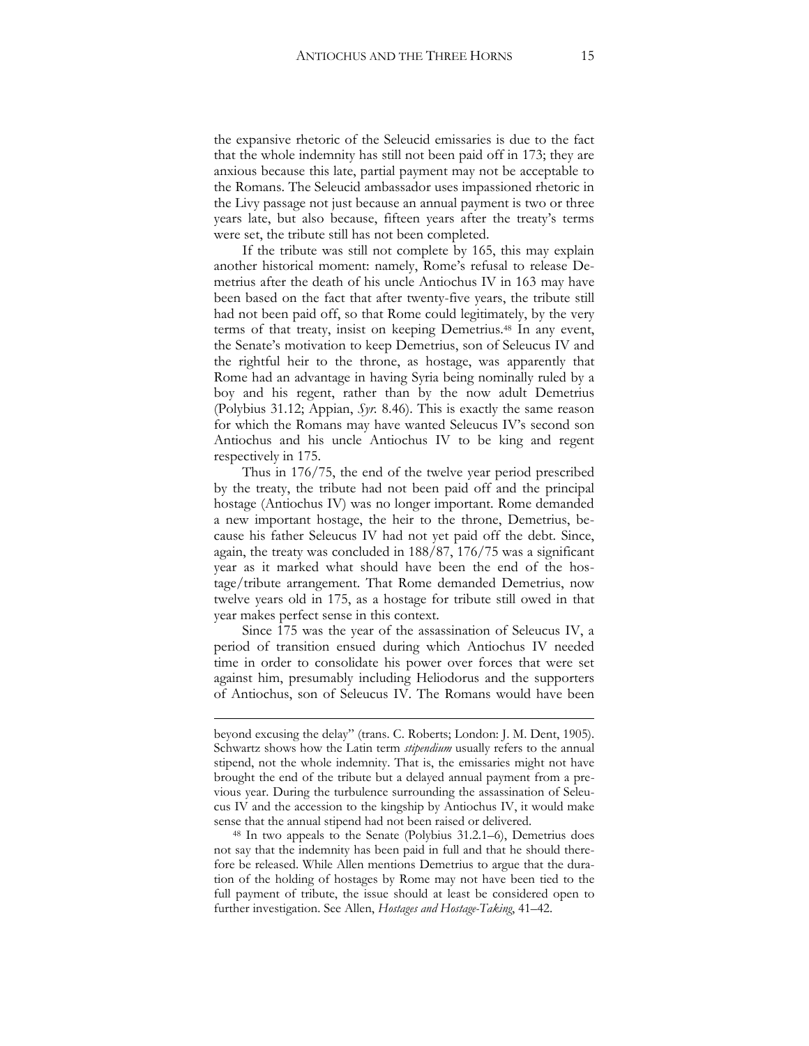the expansive rhetoric of the Seleucid emissaries is due to the fact that the whole indemnity has still not been paid off in 173; they are anxious because this late, partial payment may not be acceptable to the Romans. The Seleucid ambassador uses impassioned rhetoric in the Livy passage not just because an annual payment is two or three years late, but also because, fifteen years after the treaty's terms were set, the tribute still has not been completed.

If the tribute was still not complete by 165, this may explain another historical moment: namely, Rome's refusal to release Demetrius after the death of his uncle Antiochus IV in 163 may have been based on the fact that after twenty-five years, the tribute still had not been paid off, so that Rome could legitimately, by the very terms of that treaty, insist on keeping Demetrius.[48] In any event, the Senate's motivation to keep Demetrius, son of Seleucus IV and the rightful heir to the throne, as hostage, was apparently that Rome had an advantage in having Syria being nominally ruled by a boy and his regent, rather than by the now adult Demetrius (Polybius 31.12; Appian, *Syr.* 8.46). This is exactly the same reason for which the Romans may have wanted Seleucus IV's second son Antiochus and his uncle Antiochus IV to be king and regent respectively in 175.

Thus in 176/75, the end of the twelve year period prescribed by the treaty, the tribute had not been paid off and the principal hostage (Antiochus IV) was no longer important. Rome demanded a new important hostage, the heir to the throne, Demetrius, because his father Seleucus IV had not yet paid off the debt. Since, again, the treaty was concluded in 188/87, 176/75 was a significant year as it marked what should have been the end of the hostage/tribute arrangement. That Rome demanded Demetrius, now twelve years old in 175, as a hostage for tribute still owed in that year makes perfect sense in this context.

Since 175 was the year of the assassination of Seleucus IV, a period of transition ensued during which Antiochus IV needed time in order to consolidate his power over forces that were set against him, presumably including Heliodorus and the supporters of Antiochus, son of Seleucus IV. The Romans would have been

---

beyond excusing the delay" (trans. C. Roberts; London: J. M. Dent, 1905). Schwartz shows how the Latin term *stipendium* usually refers to the annual stipend, not the whole indemnity. That is, the emissaries might not have brought the end of the tribute but a delayed annual payment from a previous year. During the turbulence surrounding the assassination of Seleucus IV and the accession to the kingship by Antiochus IV, it would make sense that the annual stipend had not been raised or delivered.

[48] In two appeals to the Senate (Polybius 31.2.1–6), Demetrius does not say that the indemnity has been paid in full and that he should therefore be released. While Allen mentions Demetrius to argue that the duration of the holding of hostages by Rome may not have been tied to the full payment of tribute, the issue should at least be considered open to further investigation. See Allen, *Hostages and Hostage-Taking*, 41–42.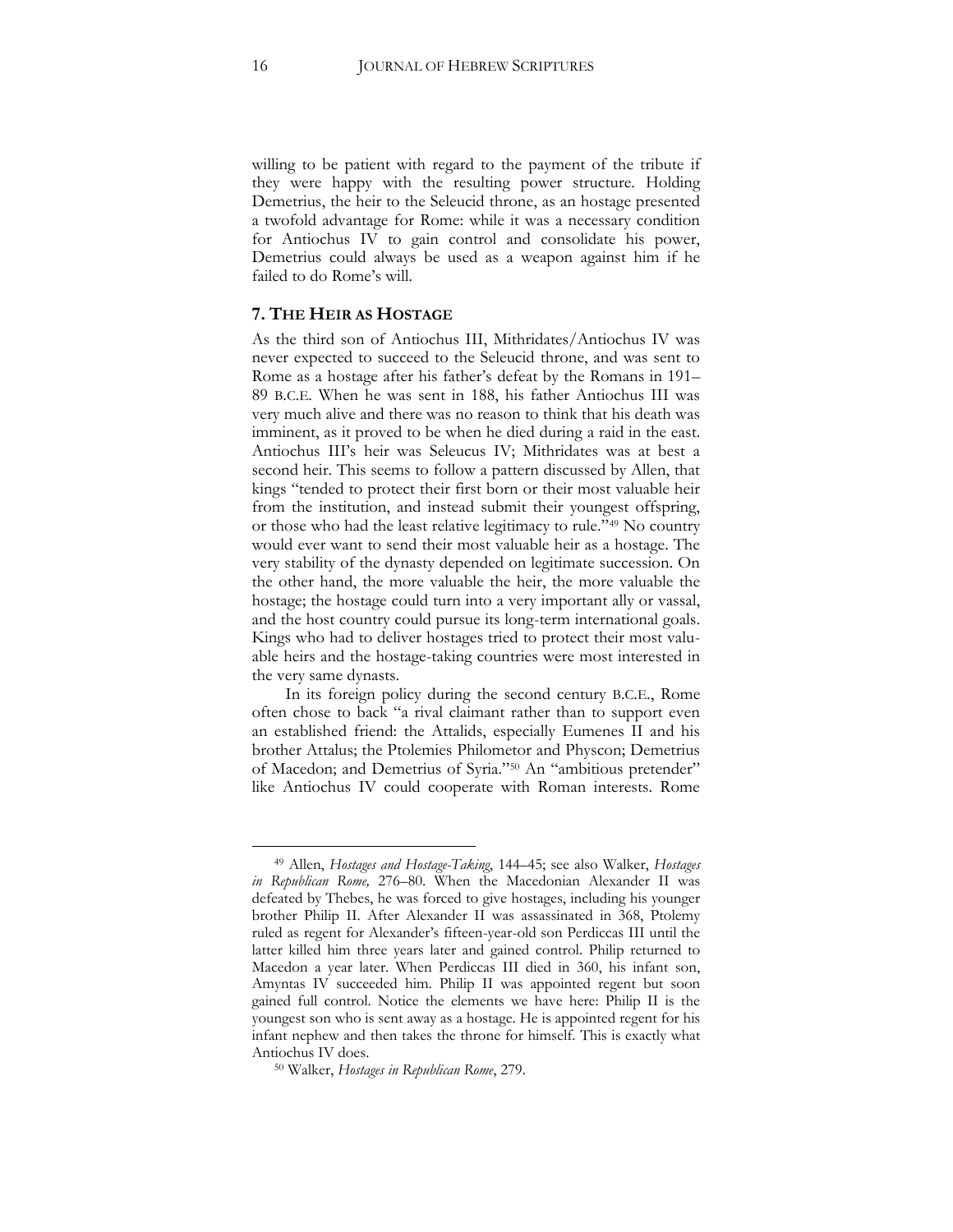willing to be patient with regard to the payment of the tribute if they were happy with the resulting power structure. Holding Demetrius, the heir to the Seleucid throne, as an hostage presented a twofold advantage for Rome: while it was a necessary condition for Antiochus IV to gain control and consolidate his power, Demetrius could always be used as a weapon against him if he failed to do Rome's will.

## 7. THE HEIR AS HOSTAGE

As the third son of Antiochus III, Mithridates/Antiochus IV was never expected to succeed to the Seleucid throne, and was sent to Rome as a hostage after his father's defeat by the Romans in 191–89 B.C.E. When he was sent in 188, his father Antiochus III was very much alive and there was no reason to think that his death was imminent, as it proved to be when he died during a raid in the east. Antiochus III's heir was Seleucus IV; Mithridates was at best a second heir. This seems to follow a pattern discussed by Allen, that kings "tended to protect their first born or their most valuable heir from the institution, and instead submit their youngest offspring, or those who had the least relative legitimacy to rule."[49] No country would ever want to send their most valuable heir as a hostage. The very stability of the dynasty depended on legitimate succession. On the other hand, the more valuable the heir, the more valuable the hostage; the hostage could turn into a very important ally or vassal, and the host country could pursue its long-term international goals. Kings who had to deliver hostages tried to protect their most valuable heirs and the hostage-taking countries were most interested in the very same dynasts.

In its foreign policy during the second century B.C.E., Rome often chose to back "a rival claimant rather than to support even an established friend: the Attalids, especially Eumenes II and his brother Attalus; the Ptolemies Philometor and Physcon; Demetrius of Macedon; and Demetrius of Syria."[50] An "ambitious pretender" like Antiochus IV could cooperate with Roman interests. Rome

---

[49] Allen, *Hostages and Hostage-Taking*, 144–45; see also Walker, *Hostages in Republican Rome,* 276–80. When the Macedonian Alexander II was defeated by Thebes, he was forced to give hostages, including his younger brother Philip II. After Alexander II was assassinated in 368, Ptolemy ruled as regent for Alexander's fifteen-year-old son Perdiccas III until the latter killed him three years later and gained control. Philip returned to Macedon a year later. When Perdiccas III died in 360, his infant son, Amyntas IV succeeded him. Philip II was appointed regent but soon gained full control. Notice the elements we have here: Philip II is the youngest son who is sent away as a hostage. He is appointed regent for his infant nephew and then takes the throne for himself. This is exactly what Antiochus IV does.

[50] Walker, *Hostages in Republican Rome*, 279.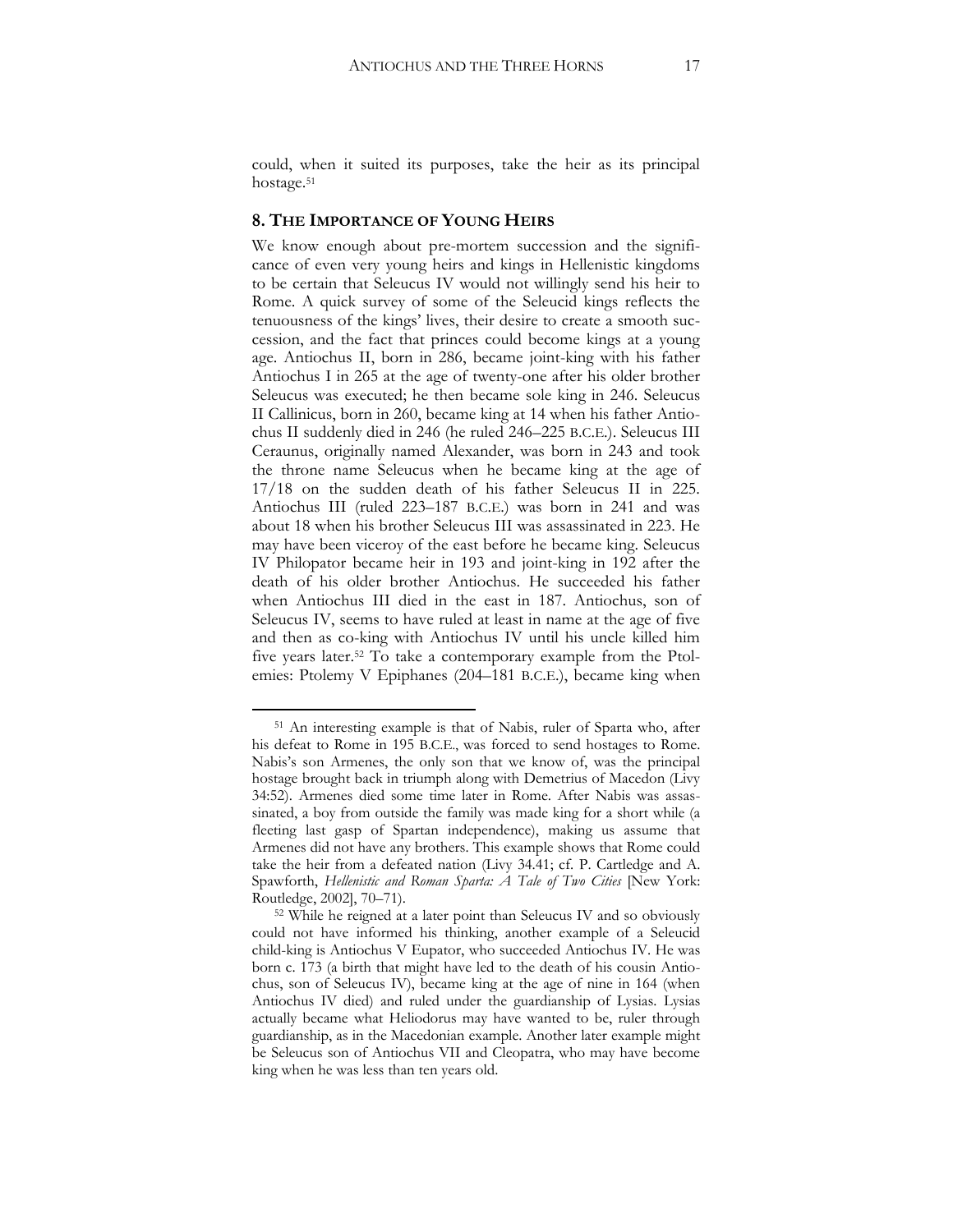could, when it suited its purposes, take the heir as its principal hostage.[51]

## 8. The Importance of Young Heirs

We know enough about pre-mortem succession and the significance of even very young heirs and kings in Hellenistic kingdoms to be certain that Seleucus IV would not willingly send his heir to Rome. A quick survey of some of the Seleucid kings reflects the tenuousness of the kings' lives, their desire to create a smooth succession, and the fact that princes could become kings at a young age. Antiochus II, born in 286, became joint-king with his father Antiochus I in 265 at the age of twenty-one after his older brother Seleucus was executed; he then became sole king in 246. Seleucus II Callinicus, born in 260, became king at 14 when his father Antiochus II suddenly died in 246 (he ruled 246–225 B.C.E.). Seleucus III Ceraunus, originally named Alexander, was born in 243 and took the throne name Seleucus when he became king at the age of 17/18 on the sudden death of his father Seleucus II in 225. Antiochus III (ruled 223–187 B.C.E.) was born in 241 and was about 18 when his brother Seleucus III was assassinated in 223. He may have been viceroy of the east before he became king. Seleucus IV Philopator became heir in 193 and joint-king in 192 after the death of his older brother Antiochus. He succeeded his father when Antiochus III died in the east in 187. Antiochus, son of Seleucus IV, seems to have ruled at least in name at the age of five and then as co-king with Antiochus IV until his uncle killed him five years later.[52] To take a contemporary example from the Ptolemies: Ptolemy V Epiphanes (204–181 B.C.E.), became king when

---

[51] An interesting example is that of Nabis, ruler of Sparta who, after his defeat to Rome in 195 B.C.E., was forced to send hostages to Rome. Nabis's son Armenes, the only son that we know of, was the principal hostage brought back in triumph along with Demetrius of Macedon (Livy 34:52). Armenes died some time later in Rome. After Nabis was assassinated, a boy from outside the family was made king for a short while (a fleeting last gasp of Spartan independence), making us assume that Armenes did not have any brothers. This example shows that Rome could take the heir from a defeated nation (Livy 34.41; cf. P. Cartledge and A. Spawforth, *Hellenistic and Roman Sparta: A Tale of Two Cities* [New York: Routledge, 2002], 70–71).

[52] While he reigned at a later point than Seleucus IV and so obviously could not have informed his thinking, another example of a Seleucid child-king is Antiochus V Eupator, who succeeded Antiochus IV. He was born c. 173 (a birth that might have led to the death of his cousin Antiochus, son of Seleucus IV), became king at the age of nine in 164 (when Antiochus IV died) and ruled under the guardianship of Lysias. Lysias actually became what Heliodorus may have wanted to be, ruler through guardianship, as in the Macedonian example. Another later example might be Seleucus son of Antiochus VII and Cleopatra, who may have become king when he was less than ten years old.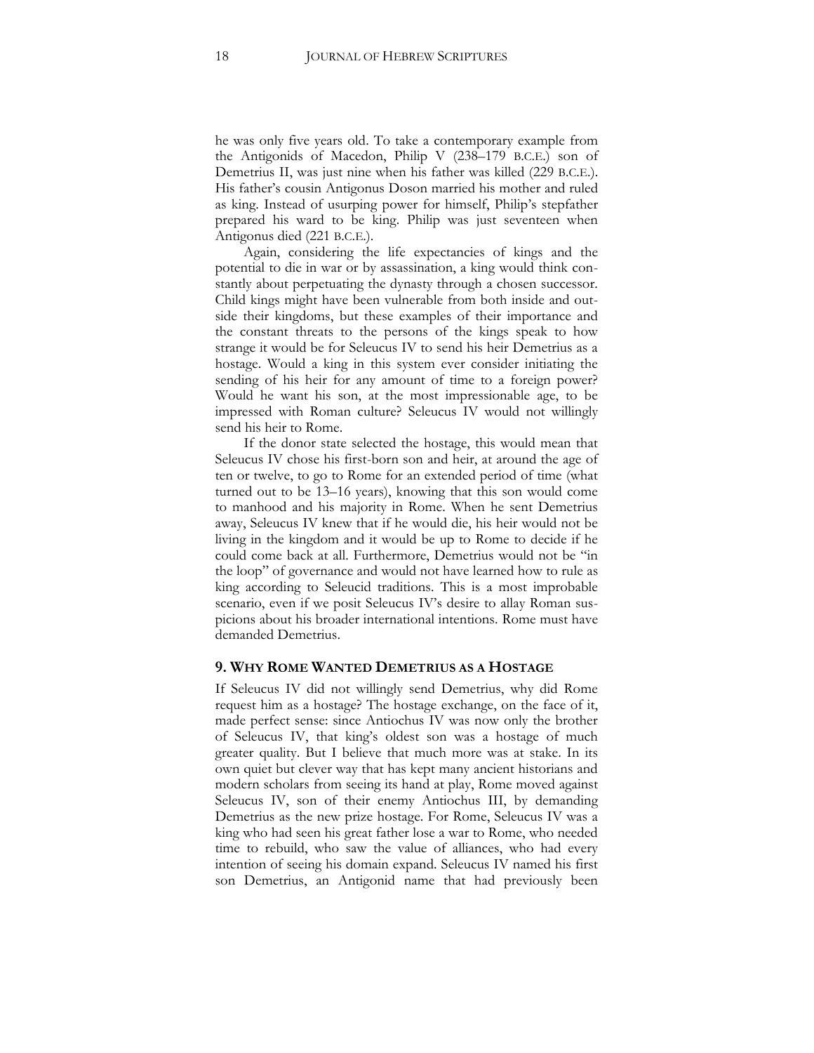he was only five years old. To take a contemporary example from the Antigonids of Macedon, Philip V (238–179 B.C.E.) son of Demetrius II, was just nine when his father was killed (229 B.C.E.). His father's cousin Antigonus Doson married his mother and ruled as king. Instead of usurping power for himself, Philip's stepfather prepared his ward to be king. Philip was just seventeen when Antigonus died (221 B.C.E.).

Again, considering the life expectancies of kings and the potential to die in war or by assassination, a king would think constantly about perpetuating the dynasty through a chosen successor. Child kings might have been vulnerable from both inside and outside their kingdoms, but these examples of their importance and the constant threats to the persons of the kings speak to how strange it would be for Seleucus IV to send his heir Demetrius as a hostage. Would a king in this system ever consider initiating the sending of his heir for any amount of time to a foreign power? Would he want his son, at the most impressionable age, to be impressed with Roman culture? Seleucus IV would not willingly send his heir to Rome.

If the donor state selected the hostage, this would mean that Seleucus IV chose his first-born son and heir, at around the age of ten or twelve, to go to Rome for an extended period of time (what turned out to be 13–16 years), knowing that this son would come to manhood and his majority in Rome. When he sent Demetrius away, Seleucus IV knew that if he would die, his heir would not be living in the kingdom and it would be up to Rome to decide if he could come back at all. Furthermore, Demetrius would not be "in the loop" of governance and would not have learned how to rule as king according to Seleucid traditions. This is a most improbable scenario, even if we posit Seleucus IV's desire to allay Roman suspicions about his broader international intentions. Rome must have demanded Demetrius.

## 9. Why Rome Wanted Demetrius as a Hostage

If Seleucus IV did not willingly send Demetrius, why did Rome request him as a hostage? The hostage exchange, on the face of it, made perfect sense: since Antiochus IV was now only the brother of Seleucus IV, that king's oldest son was a hostage of much greater quality. But I believe that much more was at stake. In its own quiet but clever way that has kept many ancient historians and modern scholars from seeing its hand at play, Rome moved against Seleucus IV, son of their enemy Antiochus III, by demanding Demetrius as the new prize hostage. For Rome, Seleucus IV was a king who had seen his great father lose a war to Rome, who needed time to rebuild, who saw the value of alliances, who had every intention of seeing his domain expand. Seleucus IV named his first son Demetrius, an Antigonid name that had previously been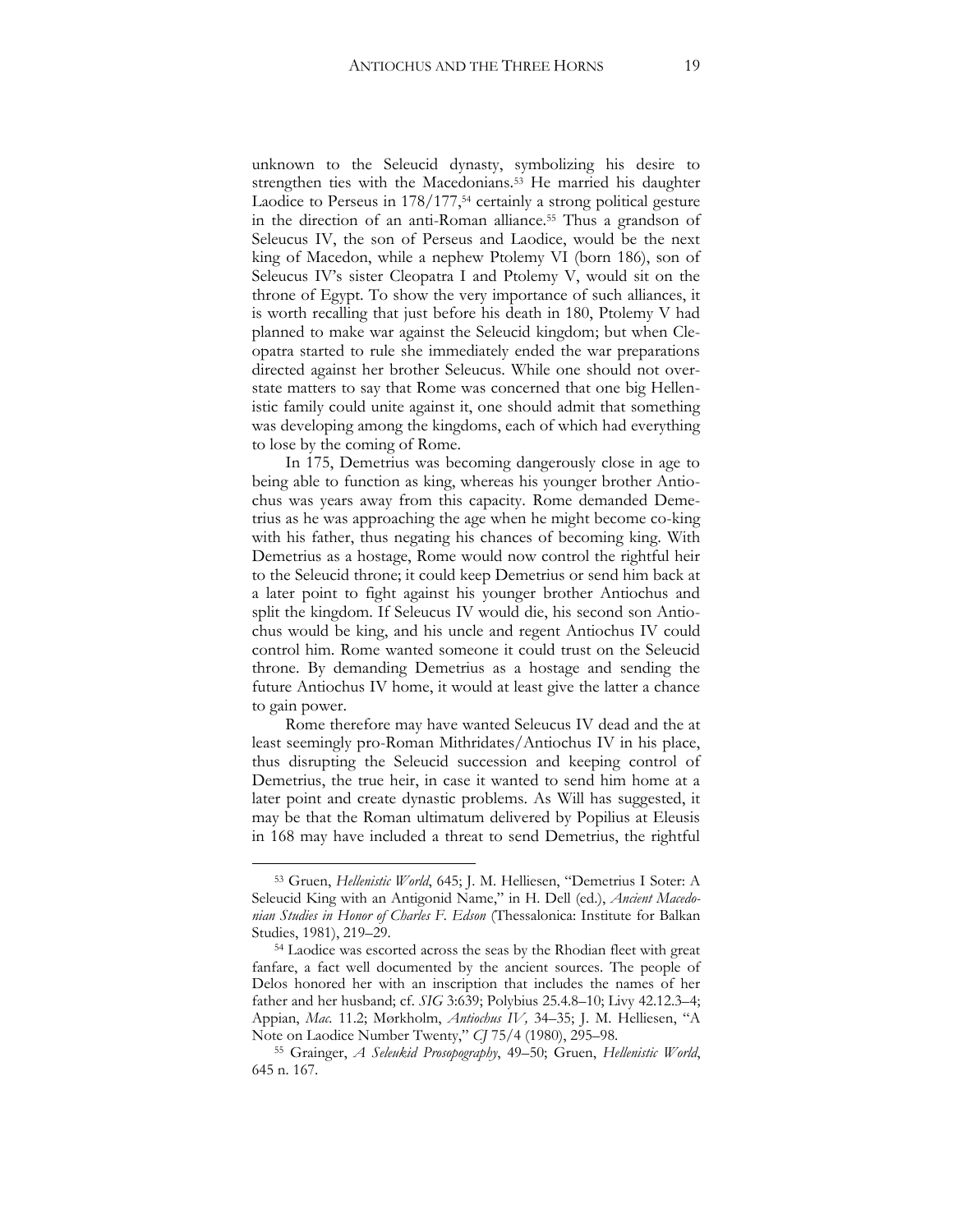unknown to the Seleucid dynasty, symbolizing his desire to strengthen ties with the Macedonians.[53] He married his daughter Laodice to Perseus in 178/177,[54] certainly a strong political gesture in the direction of an anti-Roman alliance.[55] Thus a grandson of Seleucus IV, the son of Perseus and Laodice, would be the next king of Macedon, while a nephew Ptolemy VI (born 186), son of Seleucus IV's sister Cleopatra I and Ptolemy V, would sit on the throne of Egypt. To show the very importance of such alliances, it is worth recalling that just before his death in 180, Ptolemy V had planned to make war against the Seleucid kingdom; but when Cleopatra started to rule she immediately ended the war preparations directed against her brother Seleucus. While one should not overstate matters to say that Rome was concerned that one big Hellenistic family could unite against it, one should admit that something was developing among the kingdoms, each of which had everything to lose by the coming of Rome.

In 175, Demetrius was becoming dangerously close in age to being able to function as king, whereas his younger brother Antiochus was years away from this capacity. Rome demanded Demetrius as he was approaching the age when he might become co-king with his father, thus negating his chances of becoming king. With Demetrius as a hostage, Rome would now control the rightful heir to the Seleucid throne; it could keep Demetrius or send him back at a later point to fight against his younger brother Antiochus and split the kingdom. If Seleucus IV would die, his second son Antiochus would be king, and his uncle and regent Antiochus IV could control him. Rome wanted someone it could trust on the Seleucid throne. By demanding Demetrius as a hostage and sending the future Antiochus IV home, it would at least give the latter a chance to gain power.

Rome therefore may have wanted Seleucus IV dead and the at least seemingly pro-Roman Mithridates/Antiochus IV in his place, thus disrupting the Seleucid succession and keeping control of Demetrius, the true heir, in case it wanted to send him home at a later point and create dynastic problems. As Will has suggested, it may be that the Roman ultimatum delivered by Popilius at Eleusis in 168 may have included a threat to send Demetrius, the rightful

---

[53] Gruen, *Hellenistic World*, 645; J. M. Helliesen, "Demetrius I Soter: A Seleucid King with an Antigonid Name," in H. Dell (ed.), *Ancient Macedonian Studies in Honor of Charles F. Edson* (Thessalonica: Institute for Balkan Studies, 1981), 219–29.

[54] Laodice was escorted across the seas by the Rhodian fleet with great fanfare, a fact well documented by the ancient sources. The people of Delos honored her with an inscription that includes the names of her father and her husband; cf. *SIG* 3:639; Polybius 25.4.8–10; Livy 42.12.3–4; Appian, *Mac.* 11.2; Mørkholm, *Antiochus IV,* 34–35; J. M. Helliesen, "A Note on Laodice Number Twenty," *CJ* 75/4 (1980), 295–98.

[55] Grainger, *A Seleukid Prosopography*, 49–50; Gruen, *Hellenistic World*, 645 n. 167.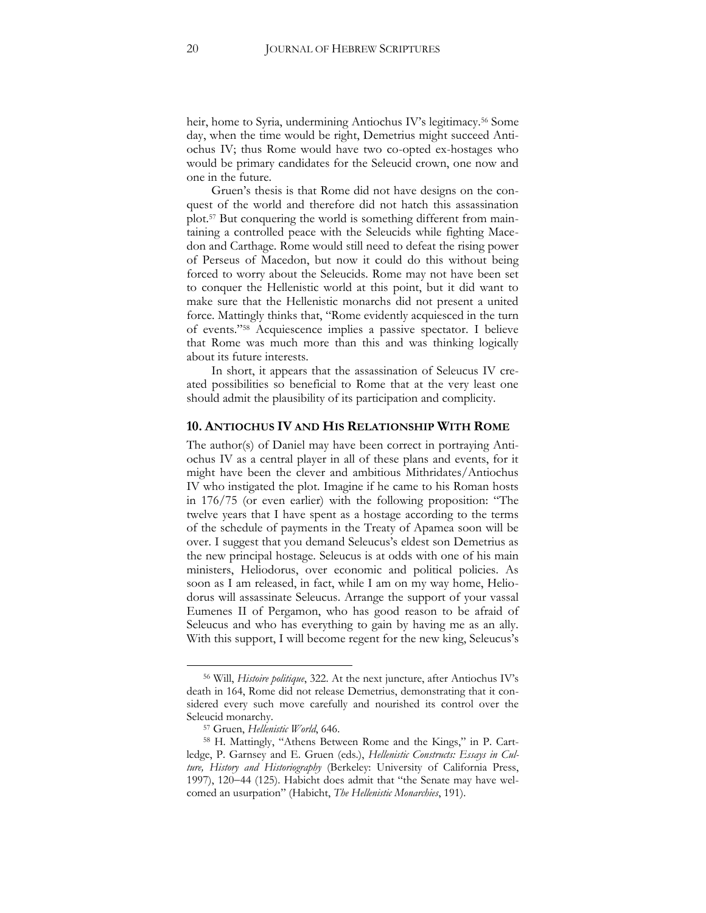heir, home to Syria, undermining Antiochus IV's legitimacy.[56] Some day, when the time would be right, Demetrius might succeed Antiochus IV; thus Rome would have two co-opted ex-hostages who would be primary candidates for the Seleucid crown, one now and one in the future.

Gruen's thesis is that Rome did not have designs on the conquest of the world and therefore did not hatch this assassination plot.[57] But conquering the world is something different from maintaining a controlled peace with the Seleucids while fighting Macedon and Carthage. Rome would still need to defeat the rising power of Perseus of Macedon, but now it could do this without being forced to worry about the Seleucids. Rome may not have been set to conquer the Hellenistic world at this point, but it did want to make sure that the Hellenistic monarchs did not present a united force. Mattingly thinks that, "Rome evidently acquiesced in the turn of events."[58] Acquiescence implies a passive spectator. I believe that Rome was much more than this and was thinking logically about its future interests.

In short, it appears that the assassination of Seleucus IV created possibilities so beneficial to Rome that at the very least one should admit the plausibility of its participation and complicity.

## 10. Antiochus IV and His Relationship With Rome

The author(s) of Daniel may have been correct in portraying Antiochus IV as a central player in all of these plans and events, for it might have been the clever and ambitious Mithridates/Antiochus IV who instigated the plot. Imagine if he came to his Roman hosts in 176/75 (or even earlier) with the following proposition: "The twelve years that I have spent as a hostage according to the terms of the schedule of payments in the Treaty of Apamea soon will be over. I suggest that you demand Seleucus's eldest son Demetrius as the new principal hostage. Seleucus is at odds with one of his main ministers, Heliodorus, over economic and political policies. As soon as I am released, in fact, while I am on my way home, Heliodorus will assassinate Seleucus. Arrange the support of your vassal Eumenes II of Pergamon, who has good reason to be afraid of Seleucus and who has everything to gain by having me as an ally. With this support, I will become regent for the new king, Seleucus's

---

[56] Will, *Histoire politique*, 322. At the next juncture, after Antiochus IV's death in 164, Rome did not release Demetrius, demonstrating that it considered every such move carefully and nourished its control over the Seleucid monarchy.

[57] Gruen, *Hellenistic World*, 646.

[58] H. Mattingly, "Athens Between Rome and the Kings," in P. Cartledge, P. Garnsey and E. Gruen (eds.), *Hellenistic Constructs: Essays in Culture, History and Historiography* (Berkeley: University of California Press, 1997), 120–44 (125). Habicht does admit that "the Senate may have welcomed an usurpation" (Habicht, *The Hellenistic Monarchies*, 191).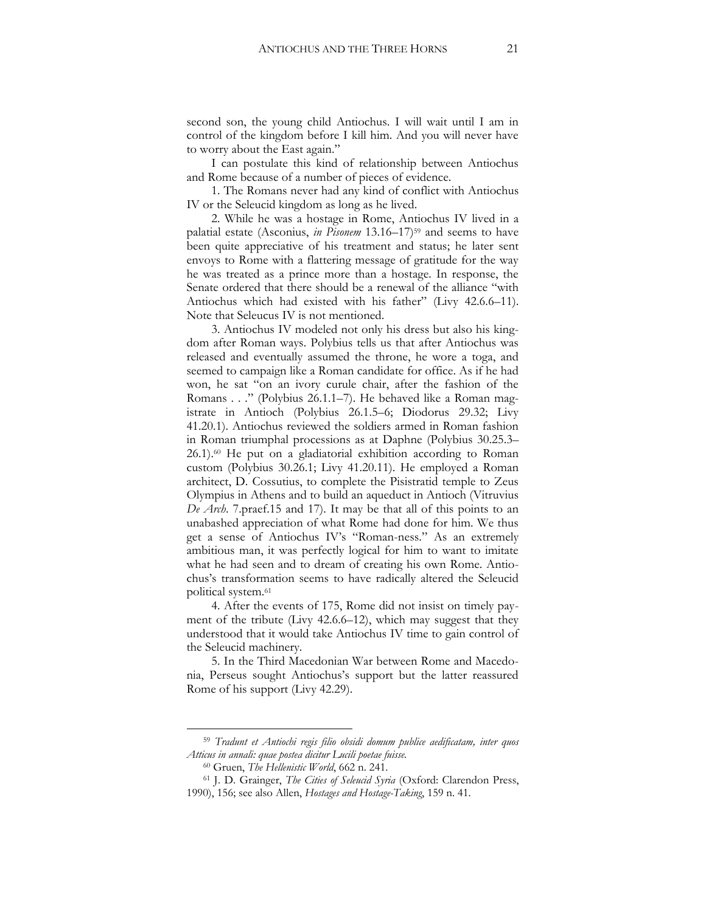second son, the young child Antiochus. I will wait until I am in control of the kingdom before I kill him. And you will never have to worry about the East again."

I can postulate this kind of relationship between Antiochus and Rome because of a number of pieces of evidence.

1. The Romans never had any kind of conflict with Antiochus IV or the Seleucid kingdom as long as he lived.

2. While he was a hostage in Rome, Antiochus IV lived in a palatial estate (Asconius, *in Pisonem* 13.16–17)[59] and seems to have been quite appreciative of his treatment and status; he later sent envoys to Rome with a flattering message of gratitude for the way he was treated as a prince more than a hostage. In response, the Senate ordered that there should be a renewal of the alliance "with Antiochus which had existed with his father" (Livy 42.6.6–11). Note that Seleucus IV is not mentioned.

3. Antiochus IV modeled not only his dress but also his kingdom after Roman ways. Polybius tells us that after Antiochus was released and eventually assumed the throne, he wore a toga, and seemed to campaign like a Roman candidate for office. As if he had won, he sat "on an ivory curule chair, after the fashion of the Romans . . ." (Polybius 26.1.1–7). He behaved like a Roman magistrate in Antioch (Polybius 26.1.5–6; Diodorus 29.32; Livy 41.20.1). Antiochus reviewed the soldiers armed in Roman fashion in Roman triumphal processions as at Daphne (Polybius 30.25.3–26.1).[60] He put on a gladiatorial exhibition according to Roman custom (Polybius 30.26.1; Livy 41.20.11). He employed a Roman architect, D. Cossutius, to complete the Pisistratid temple to Zeus Olympius in Athens and to build an aqueduct in Antioch (Vitruvius *De Arch.* 7.praef.15 and 17). It may be that all of this points to an unabashed appreciation of what Rome had done for him. We thus get a sense of Antiochus IV's "Roman-ness." As an extremely ambitious man, it was perfectly logical for him to want to imitate what he had seen and to dream of creating his own Rome. Antiochus's transformation seems to have radically altered the Seleucid political system.[61]

4. After the events of 175, Rome did not insist on timely payment of the tribute (Livy 42.6.6–12), which may suggest that they understood that it would take Antiochus IV time to gain control of the Seleucid machinery.

5. In the Third Macedonian War between Rome and Macedonia, Perseus sought Antiochus's support but the latter reassured Rome of his support (Livy 42.29).

---

[59] *Tradunt et Antiochi regis filio obsidi domum publice aedificatam, inter quos Atticus in annali: quae postea dicitur Lucili poetae fuisse.*

[60] Gruen, *The Hellenistic World*, 662 n. 241.

[61] J. D. Grainger, *The Cities of Seleucid Syria* (Oxford: Clarendon Press, 1990), 156; see also Allen, *Hostages and Hostage-Taking*, 159 n. 41.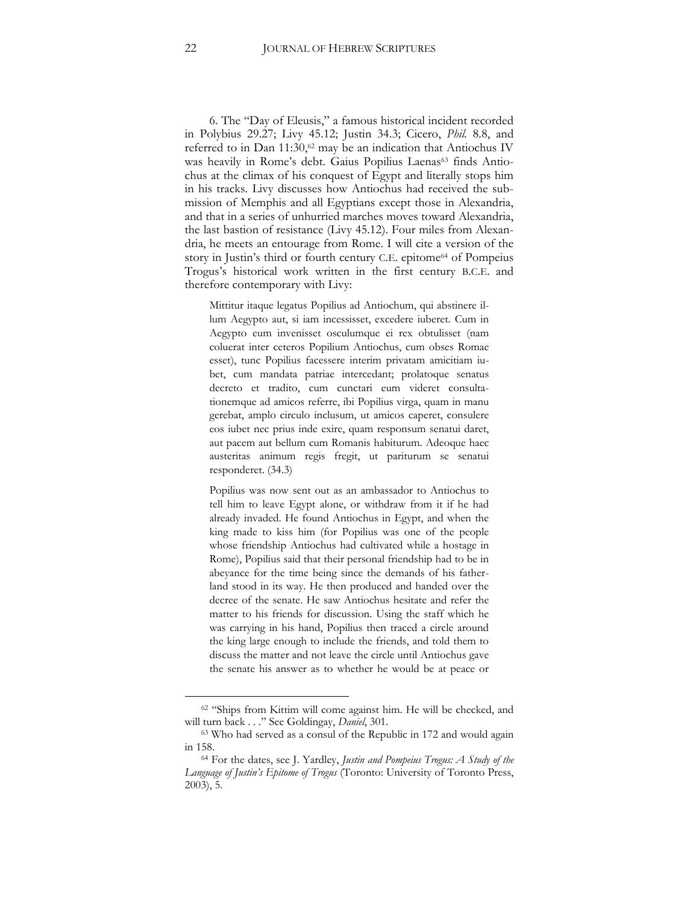6. The "Day of Eleusis," a famous historical incident recorded in Polybius 29.27; Livy 45.12; Justin 34.3; Cicero, *Phil.* 8.8, and referred to in Dan 11:30,[62] may be an indication that Antiochus IV was heavily in Rome's debt. Gaius Popilius Laenas[63] finds Antiochus at the climax of his conquest of Egypt and literally stops him in his tracks. Livy discusses how Antiochus had received the submission of Memphis and all Egyptians except those in Alexandria, and that in a series of unhurried marches moves toward Alexandria, the last bastion of resistance (Livy 45.12). Four miles from Alexandria, he meets an entourage from Rome. I will cite a version of the story in Justin's third or fourth century C.E. epitome[64] of Pompeius Trogus's historical work written in the first century B.C.E. and therefore contemporary with Livy:

> Mittitur itaque legatus Popilius ad Antiochum, qui abstinere illum Aegypto aut, si iam incessisset, excedere iuberet. Cum in Aegypto eum invenisset osculumque ei rex obtulisset (nam coluerat inter ceteros Popilium Antiochus, cum obses Romae esset), tunc Popilius facessere interim privatam amicitiam iubet, cum mandata patriae intercedant; prolatoque senatus decreto et tradito, cum cunctari eum videret consultationemque ad amicos referre, ibi Popilius virga, quam in manu gerebat, amplo circulo inclusum, ut amicos caperet, consulere eos iubet nec prius inde exire, quam responsum senatui daret, aut pacem aut bellum cum Romanis habiturum. Adeoque haec austeritas animum regis fregit, ut pariturum se senatui responderet. (34.3)

> Popilius was now sent out as an ambassador to Antiochus to tell him to leave Egypt alone, or withdraw from it if he had already invaded. He found Antiochus in Egypt, and when the king made to kiss him (for Popilius was one of the people whose friendship Antiochus had cultivated while a hostage in Rome), Popilius said that their personal friendship had to be in abeyance for the time being since the demands of his fatherland stood in its way. He then produced and handed over the decree of the senate. He saw Antiochus hesitate and refer the matter to his friends for discussion. Using the staff which he was carrying in his hand, Popilius then traced a circle around the king large enough to include the friends, and told them to discuss the matter and not leave the circle until Antiochus gave the senate his answer as to whether he would be at peace or

---

[62] "Ships from Kittim will come against him. He will be checked, and will turn back . . ." See Goldingay, *Daniel*, 301.

[63] Who had served as a consul of the Republic in 172 and would again in 158.

[64] For the dates, see J. Yardley, *Justin and Pompeius Trogus: A Study of the Language of Justin's Epitome of Trogus* (Toronto: University of Toronto Press, 2003), 5.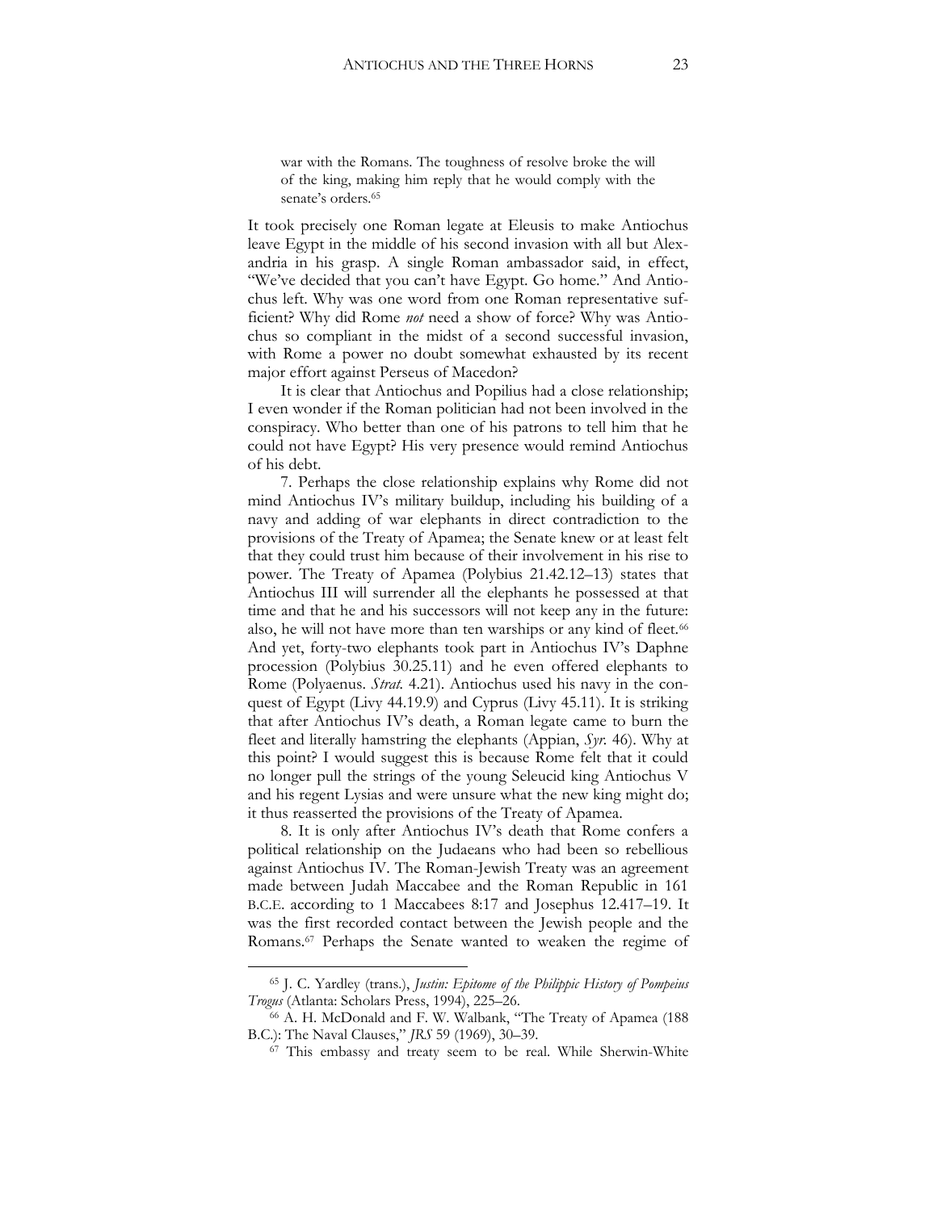> war with the Romans. The toughness of resolve broke the will of the king, making him reply that he would comply with the senate's orders.[65]

It took precisely one Roman legate at Eleusis to make Antiochus leave Egypt in the middle of his second invasion with all but Alexandria in his grasp. A single Roman ambassador said, in effect, "We've decided that you can't have Egypt. Go home." And Antiochus left. Why was one word from one Roman representative sufficient? Why did Rome *not* need a show of force? Why was Antiochus so compliant in the midst of a second successful invasion, with Rome a power no doubt somewhat exhausted by its recent major effort against Perseus of Macedon?

It is clear that Antiochus and Popilius had a close relationship; I even wonder if the Roman politician had not been involved in the conspiracy. Who better than one of his patrons to tell him that he could not have Egypt? His very presence would remind Antiochus of his debt.

7. Perhaps the close relationship explains why Rome did not mind Antiochus IV's military buildup, including his building of a navy and adding of war elephants in direct contradiction to the provisions of the Treaty of Apamea; the Senate knew or at least felt that they could trust him because of their involvement in his rise to power. The Treaty of Apamea (Polybius 21.42.12–13) states that Antiochus III will surrender all the elephants he possessed at that time and that he and his successors will not keep any in the future: also, he will not have more than ten warships or any kind of fleet.[66] And yet, forty-two elephants took part in Antiochus IV's Daphne procession (Polybius 30.25.11) and he even offered elephants to Rome (Polyaenus. *Strat.* 4.21). Antiochus used his navy in the conquest of Egypt (Livy 44.19.9) and Cyprus (Livy 45.11). It is striking that after Antiochus IV's death, a Roman legate came to burn the fleet and literally hamstring the elephants (Appian, *Syr.* 46). Why at this point? I would suggest this is because Rome felt that it could no longer pull the strings of the young Seleucid king Antiochus V and his regent Lysias and were unsure what the new king might do; it thus reasserted the provisions of the Treaty of Apamea.

8. It is only after Antiochus IV's death that Rome confers a political relationship on the Judaeans who had been so rebellious against Antiochus IV. The Roman-Jewish Treaty was an agreement made between Judah Maccabee and the Roman Republic in 161 B.C.E. according to 1 Maccabees 8:17 and Josephus 12.417–19. It was the first recorded contact between the Jewish people and the Romans.[67] Perhaps the Senate wanted to weaken the regime of

---

[65] J. C. Yardley (trans.), *Justin: Epitome of the Philippic History of Pompeius Trogus* (Atlanta: Scholars Press, 1994), 225–26.

[66] A. H. McDonald and F. W. Walbank, "The Treaty of Apamea (188 B.C.): The Naval Clauses," *JRS* 59 (1969), 30–39.

[67] This embassy and treaty seem to be real. While Sherwin-White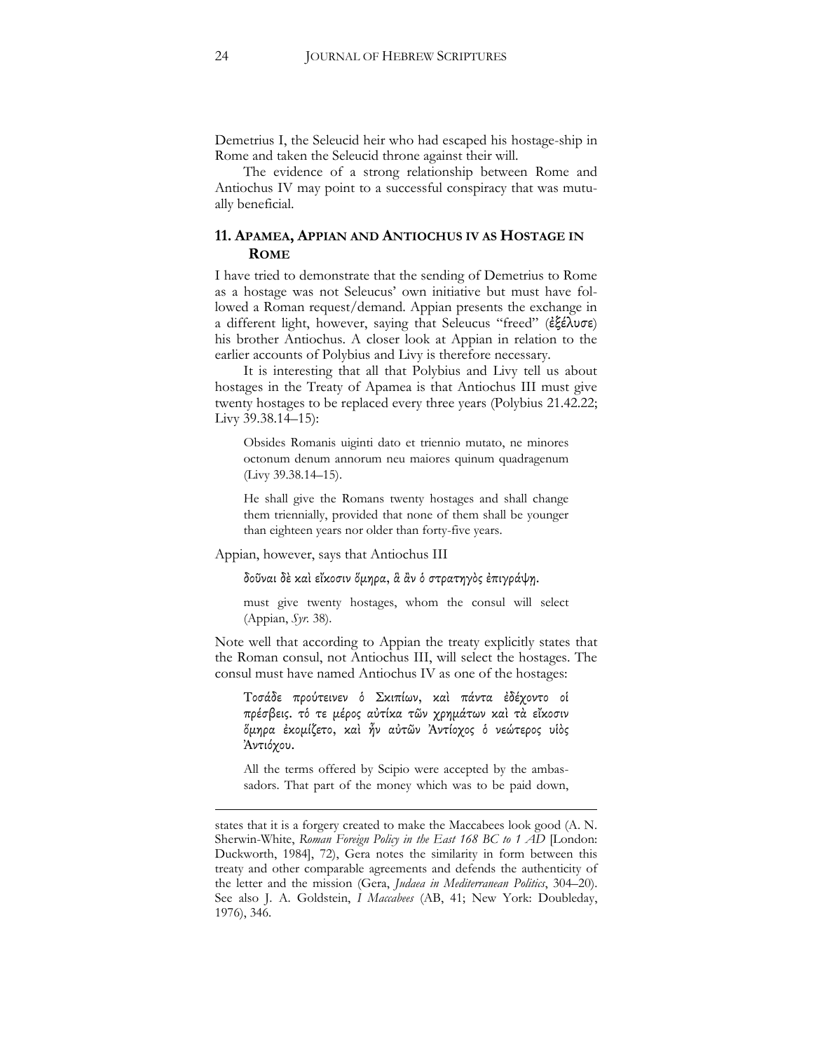Demetrius I, the Seleucid heir who had escaped his hostage-ship in Rome and taken the Seleucid throne against their will.

The evidence of a strong relationship between Rome and Antiochus IV may point to a successful conspiracy that was mutually beneficial.

## 11. Apamea, Appian and Antiochus IV as Hostage in Rome

I have tried to demonstrate that the sending of Demetrius to Rome as a hostage was not Seleucus' own initiative but must have followed a Roman request/demand. Appian presents the exchange in a different light, however, saying that Seleucus "freed" (ἐξέλυσε) his brother Antiochus. A closer look at Appian in relation to the earlier accounts of Polybius and Livy is therefore necessary.

It is interesting that all that Polybius and Livy tell us about hostages in the Treaty of Apamea is that Antiochus III must give twenty hostages to be replaced every three years (Polybius 21.42.22; Livy 39.38.14–15):

> Obsides Romanis uiginti dato et triennio mutato, ne minores octonum denum annorum neu maiores quinum quadragenum (Livy 39.38.14–15).

> He shall give the Romans twenty hostages and shall change them triennially, provided that none of them shall be younger than eighteen years nor older than forty-five years.

Appian, however, says that Antiochus III

> δοῦναι δὲ καὶ εἴκοσιν ὅμηρα, ἃ ἂν ὁ στρατηγὸς ἐπιγράψῃ.

> must give twenty hostages, whom the consul will select (Appian, *Syr.* 38).

Note well that according to Appian the treaty explicitly states that the Roman consul, not Antiochus III, will select the hostages. The consul must have named Antiochus IV as one of the hostages:

> Τοσάδε προύτεινεν ὁ Σκιπίων, καὶ πάντα ἐδέχοντο οἱ πρέσβεις. τό τε μέρος αὐτίκα τῶν χρημάτων καὶ τὰ εἴκοσιν ὅμηρα ἐκομίζετο, καὶ ἦν αὐτῶν Ἀντίοχος ὁ νεώτερος υἱὸς Ἀντιόχου.

> All the terms offered by Scipio were accepted by the ambassadors. That part of the money which was to be paid down,

states that it is a forgery created to make the Maccabees look good (A. N. Sherwin-White, *Roman Foreign Policy in the East 168 BC to 1 AD* [London: Duckworth, 1984], 72), Gera notes the similarity in form between this treaty and other comparable agreements and defends the authenticity of the letter and the mission (Gera, *Judaea in Mediterranean Politics*, 304–20). See also J. A. Goldstein, *I Maccabees* (AB, 41; New York: Doubleday, 1976), 346.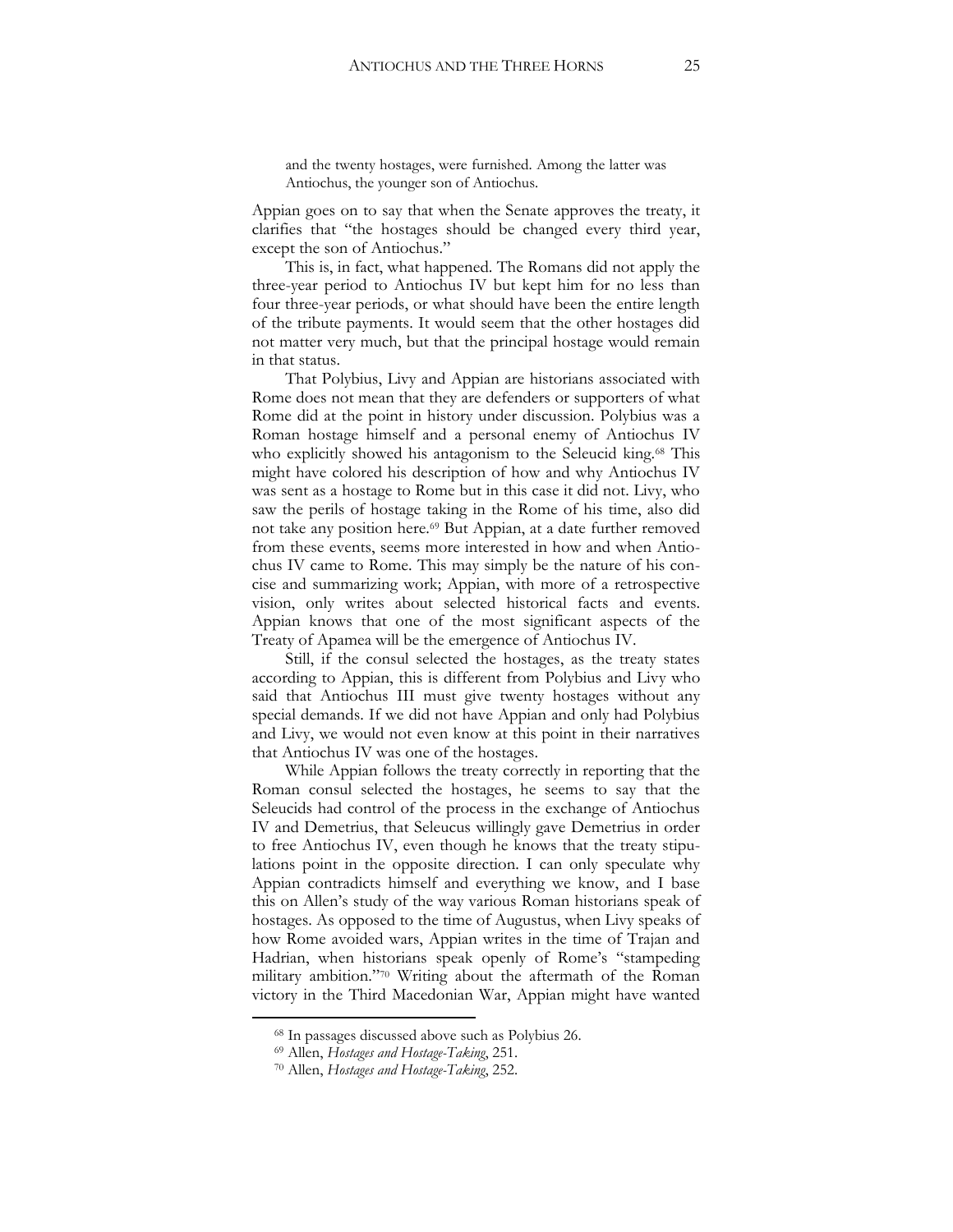> and the twenty hostages, were furnished. Among the latter was Antiochus, the younger son of Antiochus.

Appian goes on to say that when the Senate approves the treaty, it clarifies that "the hostages should be changed every third year, except the son of Antiochus."

This is, in fact, what happened. The Romans did not apply the three-year period to Antiochus IV but kept him for no less than four three-year periods, or what should have been the entire length of the tribute payments. It would seem that the other hostages did not matter very much, but that the principal hostage would remain in that status.

That Polybius, Livy and Appian are historians associated with Rome does not mean that they are defenders or supporters of what Rome did at the point in history under discussion. Polybius was a Roman hostage himself and a personal enemy of Antiochus IV who explicitly showed his antagonism to the Seleucid king.[68] This might have colored his description of how and why Antiochus IV was sent as a hostage to Rome but in this case it did not. Livy, who saw the perils of hostage taking in the Rome of his time, also did not take any position here.[69] But Appian, at a date further removed from these events, seems more interested in how and when Antiochus IV came to Rome. This may simply be the nature of his concise and summarizing work; Appian, with more of a retrospective vision, only writes about selected historical facts and events. Appian knows that one of the most significant aspects of the Treaty of Apamea will be the emergence of Antiochus IV.

Still, if the consul selected the hostages, as the treaty states according to Appian, this is different from Polybius and Livy who said that Antiochus III must give twenty hostages without any special demands. If we did not have Appian and only had Polybius and Livy, we would not even know at this point in their narratives that Antiochus IV was one of the hostages.

While Appian follows the treaty correctly in reporting that the Roman consul selected the hostages, he seems to say that the Seleucids had control of the process in the exchange of Antiochus IV and Demetrius, that Seleucus willingly gave Demetrius in order to free Antiochus IV, even though he knows that the treaty stipulations point in the opposite direction. I can only speculate why Appian contradicts himself and everything we know, and I base this on Allen's study of the way various Roman historians speak of hostages. As opposed to the time of Augustus, when Livy speaks of how Rome avoided wars, Appian writes in the time of Trajan and Hadrian, when historians speak openly of Rome's "stampeding military ambition."[70] Writing about the aftermath of the Roman victory in the Third Macedonian War, Appian might have wanted

---

[68] In passages discussed above such as Polybius 26.

[69] Allen, *Hostages and Hostage-Taking*, 251.

[70] Allen, *Hostages and Hostage-Taking*, 252.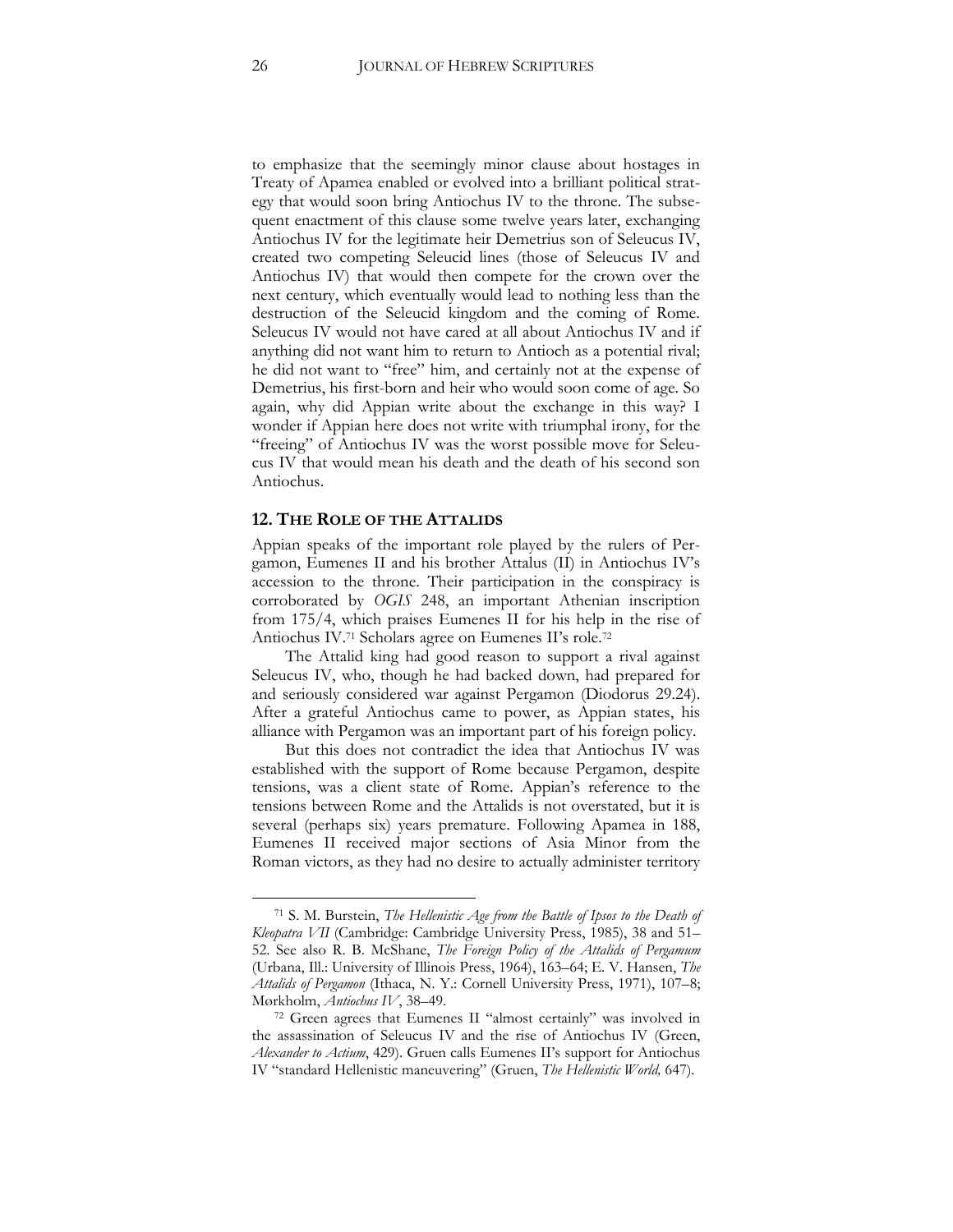to emphasize that the seemingly minor clause about hostages in Treaty of Apamea enabled or evolved into a brilliant political strategy that would soon bring Antiochus IV to the throne. The subsequent enactment of this clause some twelve years later, exchanging Antiochus IV for the legitimate heir Demetrius son of Seleucus IV, created two competing Seleucid lines (those of Seleucus IV and Antiochus IV) that would then compete for the crown over the next century, which eventually would lead to nothing less than the destruction of the Seleucid kingdom and the coming of Rome. Seleucus IV would not have cared at all about Antiochus IV and if anything did not want him to return to Antioch as a potential rival; he did not want to "free" him, and certainly not at the expense of Demetrius, his first-born and heir who would soon come of age. So again, why did Appian write about the exchange in this way? I wonder if Appian here does not write with triumphal irony, for the "freeing" of Antiochus IV was the worst possible move for Seleucus IV that would mean his death and the death of his second son Antiochus.

## 12. THE ROLE OF THE ATTALIDS

Appian speaks of the important role played by the rulers of Pergamon, Eumenes II and his brother Attalus (II) in Antiochus IV's accession to the throne. Their participation in the conspiracy is corroborated by *OGIS* 248, an important Athenian inscription from 175/4, which praises Eumenes II for his help in the rise of Antiochus IV.[71] Scholars agree on Eumenes II's role.[72]

The Attalid king had good reason to support a rival against Seleucus IV, who, though he had backed down, had prepared for and seriously considered war against Pergamon (Diodorus 29.24). After a grateful Antiochus came to power, as Appian states, his alliance with Pergamon was an important part of his foreign policy.

But this does not contradict the idea that Antiochus IV was established with the support of Rome because Pergamon, despite tensions, was a client state of Rome. Appian's reference to the tensions between Rome and the Attalids is not overstated, but it is several (perhaps six) years premature. Following Apamea in 188, Eumenes II received major sections of Asia Minor from the Roman victors, as they had no desire to actually administer territory

---

[71] S. M. Burstein, *The Hellenistic Age from the Battle of Ipsos to the Death of Kleopatra VII* (Cambridge: Cambridge University Press, 1985), 38 and 51–52. See also R. B. McShane, *The Foreign Policy of the Attalids of Pergamum* (Urbana, Ill.: University of Illinois Press, 1964), 163–64; E. V. Hansen, *The Attalids of Pergamon* (Ithaca, N. Y.: Cornell University Press, 1971), 107–8; Mørkholm, *Antiochus IV*, 38–49.

[72] Green agrees that Eumenes II "almost certainly" was involved in the assassination of Seleucus IV and the rise of Antiochus IV (Green, *Alexander to Actium*, 429). Gruen calls Eumenes II's support for Antiochus IV "standard Hellenistic maneuvering" (Gruen, *The Hellenistic World,* 647).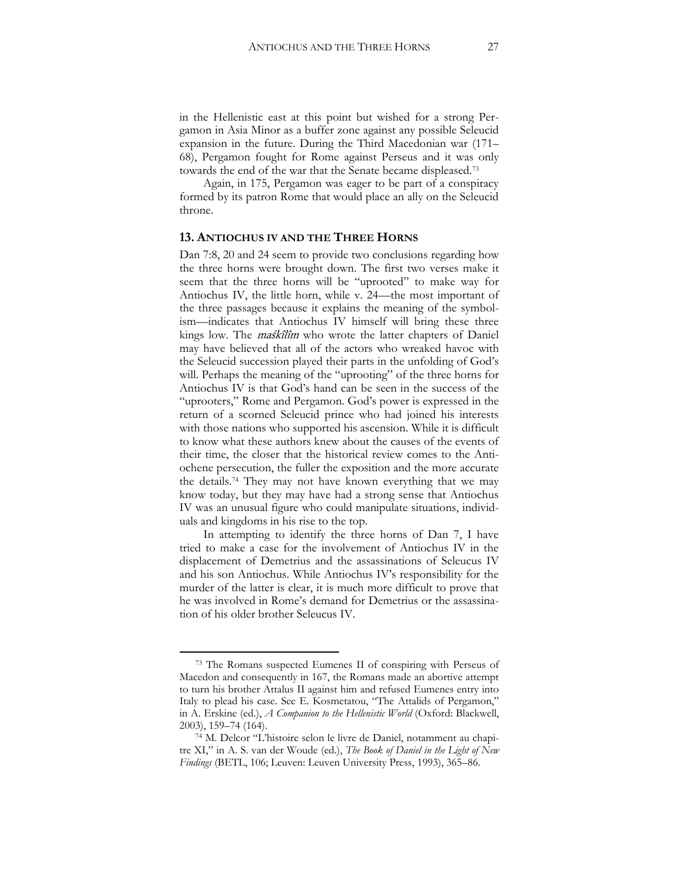in the Hellenistic east at this point but wished for a strong Pergamon in Asia Minor as a buffer zone against any possible Seleucid expansion in the future. During the Third Macedonian war (171–68), Pergamon fought for Rome against Perseus and it was only towards the end of the war that the Senate became displeased.[73]

Again, in 175, Pergamon was eager to be part of a conspiracy formed by its patron Rome that would place an ally on the Seleucid throne.

## 13. Antiochus IV and the Three Horns

Dan 7:8, 20 and 24 seem to provide two conclusions regarding how the three horns were brought down. The first two verses make it seem that the three horns will be "uprooted" to make way for Antiochus IV, the little horn, while v. 24—the most important of the three passages because it explains the meaning of the symbolism—indicates that Antiochus IV himself will bring these three kings low. The *maśkîlîm* who wrote the latter chapters of Daniel may have believed that all of the actors who wreaked havoc with the Seleucid succession played their parts in the unfolding of God's will. Perhaps the meaning of the "uprooting" of the three horns for Antiochus IV is that God's hand can be seen in the success of the "uprooters," Rome and Pergamon. God's power is expressed in the return of a scorned Seleucid prince who had joined his interests with those nations who supported his ascension. While it is difficult to know what these authors knew about the causes of the events of their time, the closer that the historical review comes to the Antiochene persecution, the fuller the exposition and the more accurate the details.[74] They may not have known everything that we may know today, but they may have had a strong sense that Antiochus IV was an unusual figure who could manipulate situations, individuals and kingdoms in his rise to the top.

In attempting to identify the three horns of Dan 7, I have tried to make a case for the involvement of Antiochus IV in the displacement of Demetrius and the assassinations of Seleucus IV and his son Antiochus. While Antiochus IV's responsibility for the murder of the latter is clear, it is much more difficult to prove that he was involved in Rome's demand for Demetrius or the assassination of his older brother Seleucus IV.

---

[73] The Romans suspected Eumenes II of conspiring with Perseus of Macedon and consequently in 167, the Romans made an abortive attempt to turn his brother Attalus II against him and refused Eumenes entry into Italy to plead his case. See E. Kosmetatou, "The Attalids of Pergamon," in A. Erskine (ed.), *A Companion to the Hellenistic World* (Oxford: Blackwell, 2003), 159–74 (164).

[74] M. Delcor "L'histoire selon le livre de Daniel, notamment au chapitre XI," in A. S. van der Woude (ed.), *The Book of Daniel in the Light of New Findings* (BETL, 106; Leuven: Leuven University Press, 1993), 365–86.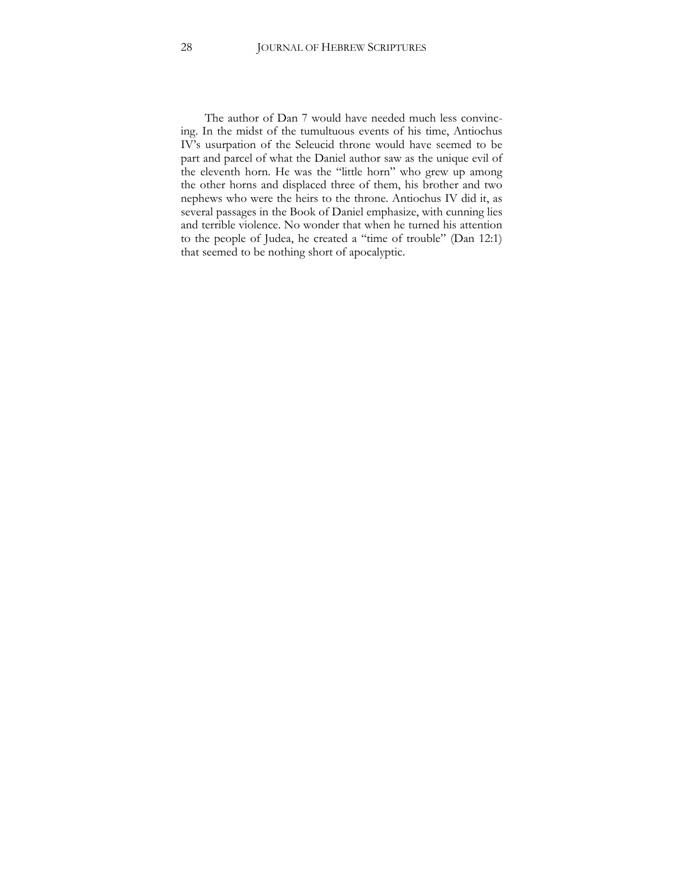The author of Dan 7 would have needed much less convincing. In the midst of the tumultuous events of his time, Antiochus IV's usurpation of the Seleucid throne would have seemed to be part and parcel of what the Daniel author saw as the unique evil of the eleventh horn. He was the "little horn" who grew up among the other horns and displaced three of them, his brother and two nephews who were the heirs to the throne. Antiochus IV did it, as several passages in the Book of Daniel emphasize, with cunning lies and terrible violence. No wonder that when he turned his attention to the people of Judea, he created a "time of trouble" (Dan 12:1) that seemed to be nothing short of apocalyptic.